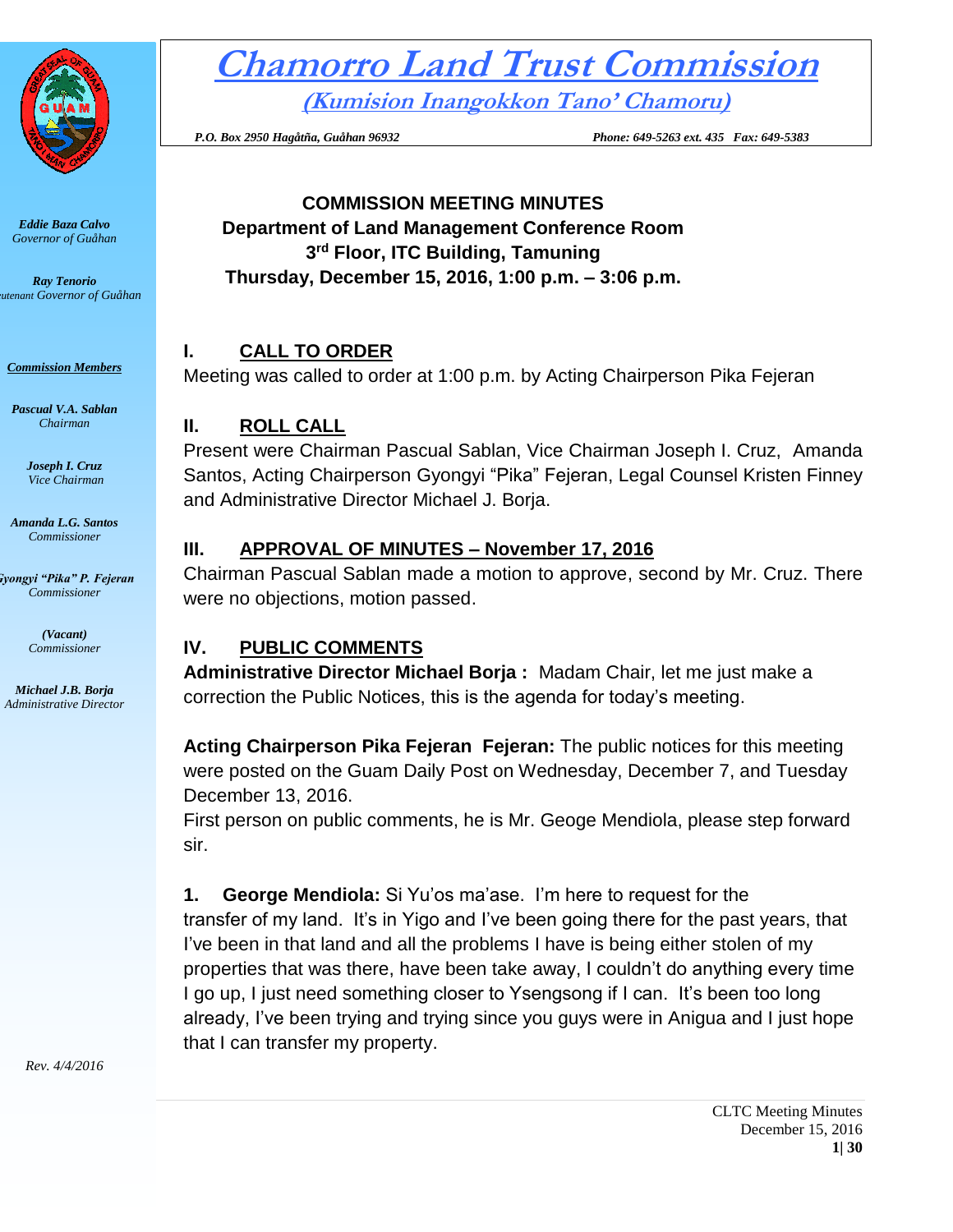# Chamorro Land Trust Commission

## (Kumision Inangokkon Tano' Chamoru)

*P.O. Box 2950 Hagåtña, Guåhan 96932* *Phone: 649-5263 ext. 435 Fax: 649-5383*

*Eddie Baza Calvo*
*Governor of Guåhan*

*Ray Tenorio*
*Lieutenant Governor of Guåhan*

***Commission Members***

*Pascual V.A. Sablan*
*Chairman*

*Joseph I. Cruz*
*Vice Chairman*

*Amanda L.G. Santos*
*Commissioner*

*Gyongyi "Pika" P. Fejeran*
*Commissioner*

*(Vacant)*
*Commissioner*

*Michael J.B. Borja*
*Administrative Director*

*Rev. 4/4/2016*

**COMMISSION MEETING MINUTES**
**Department of Land Management Conference Room**
**3rd Floor, ITC Building, Tamuning**
**Thursday, December 15, 2016, 1:00 p.m. – 3:06 p.m.**

## I. CALL TO ORDER

Meeting was called to order at 1:00 p.m. by Acting Chairperson Pika Fejeran

## II. ROLL CALL

Present were Chairman Pascual Sablan, Vice Chairman Joseph I. Cruz, Amanda Santos, Acting Chairperson Gyongyi "Pika" Fejeran, Legal Counsel Kristen Finney and Administrative Director Michael J. Borja.

## III. APPROVAL OF MINUTES – November 17, 2016

Chairman Pascual Sablan made a motion to approve, second by Mr. Cruz. There were no objections, motion passed.

## IV. PUBLIC COMMENTS

**Administrative Director Michael Borja :** Madam Chair, let me just make a correction the Public Notices, this is the agenda for today's meeting.

**Acting Chairperson Pika Fejeran Fejeran:** The public notices for this meeting were posted on the Guam Daily Post on Wednesday, December 7, and Tuesday December 13, 2016.
First person on public comments, he is Mr. Geoge Mendiola, please step forward sir.

**1. George Mendiola:** Si Yu'os ma'ase. I'm here to request for the transfer of my land. It's in Yigo and I've been going there for the past years, that I've been in that land and all the problems I have is being either stolen of my properties that was there, have been take away, I couldn't do anything every time I go up, I just need something closer to Ysengsong if I can. It's been too long already, I've been trying and trying since you guys were in Anigua and I just hope that I can transfer my property.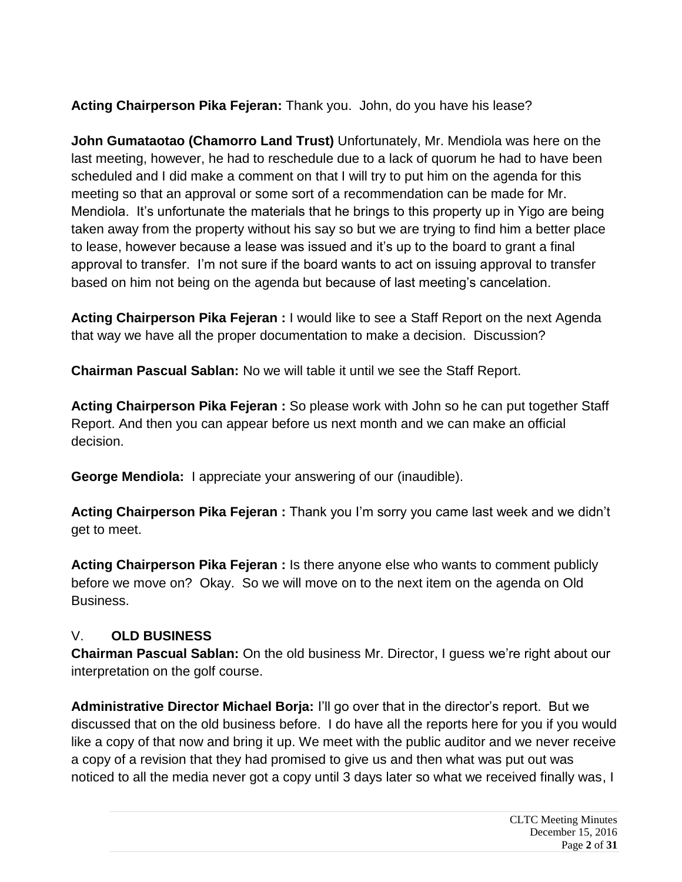**Acting Chairperson Pika Fejeran:** Thank you. John, do you have his lease?

**John Gumataotao (Chamorro Land Trust)** Unfortunately, Mr. Mendiola was here on the last meeting, however, he had to reschedule due to a lack of quorum he had to have been scheduled and I did make a comment on that I will try to put him on the agenda for this meeting so that an approval or some sort of a recommendation can be made for Mr. Mendiola. It's unfortunate the materials that he brings to this property up in Yigo are being taken away from the property without his say so but we are trying to find him a better place to lease, however because a lease was issued and it's up to the board to grant a final approval to transfer. I'm not sure if the board wants to act on issuing approval to transfer based on him not being on the agenda but because of last meeting's cancelation.

**Acting Chairperson Pika Fejeran :** I would like to see a Staff Report on the next Agenda that way we have all the proper documentation to make a decision. Discussion?

**Chairman Pascual Sablan:** No we will table it until we see the Staff Report.

**Acting Chairperson Pika Fejeran :** So please work with John so he can put together Staff Report. And then you can appear before us next month and we can make an official decision.

**George Mendiola:** I appreciate your answering of our (inaudible).

**Acting Chairperson Pika Fejeran :** Thank you I'm sorry you came last week and we didn't get to meet.

**Acting Chairperson Pika Fejeran :** Is there anyone else who wants to comment publicly before we move on? Okay. So we will move on to the next item on the agenda on Old Business.

## V. OLD BUSINESS

**Chairman Pascual Sablan:** On the old business Mr. Director, I guess we're right about our interpretation on the golf course.

**Administrative Director Michael Borja:** I'll go over that in the director's report. But we discussed that on the old business before. I do have all the reports here for you if you would like a copy of that now and bring it up. We meet with the public auditor and we never receive a copy of a revision that they had promised to give us and then what was put out was noticed to all the media never got a copy until 3 days later so what we received finally was, I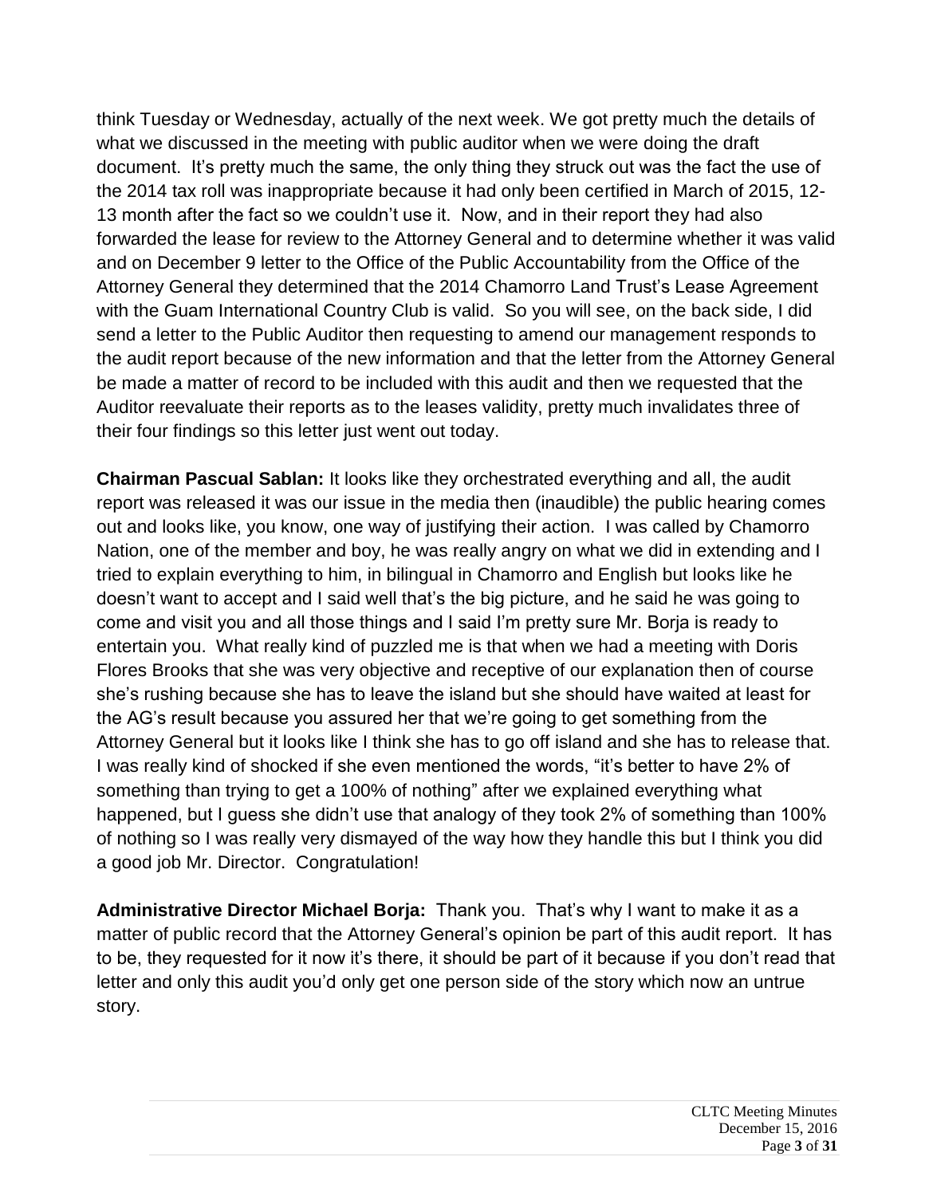think Tuesday or Wednesday, actually of the next week. We got pretty much the details of what we discussed in the meeting with public auditor when we were doing the draft document. It's pretty much the same, the only thing they struck out was the fact the use of the 2014 tax roll was inappropriate because it had only been certified in March of 2015, 12-13 month after the fact so we couldn't use it. Now, and in their report they had also forwarded the lease for review to the Attorney General and to determine whether it was valid and on December 9 letter to the Office of the Public Accountability from the Office of the Attorney General they determined that the 2014 Chamorro Land Trust's Lease Agreement with the Guam International Country Club is valid. So you will see, on the back side, I did send a letter to the Public Auditor then requesting to amend our management responds to the audit report because of the new information and that the letter from the Attorney General be made a matter of record to be included with this audit and then we requested that the Auditor reevaluate their reports as to the leases validity, pretty much invalidates three of their four findings so this letter just went out today.

**Chairman Pascual Sablan:** It looks like they orchestrated everything and all, the audit report was released it was our issue in the media then (inaudible) the public hearing comes out and looks like, you know, one way of justifying their action. I was called by Chamorro Nation, one of the member and boy, he was really angry on what we did in extending and I tried to explain everything to him, in bilingual in Chamorro and English but looks like he doesn't want to accept and I said well that's the big picture, and he said he was going to come and visit you and all those things and I said I'm pretty sure Mr. Borja is ready to entertain you. What really kind of puzzled me is that when we had a meeting with Doris Flores Brooks that she was very objective and receptive of our explanation then of course she's rushing because she has to leave the island but she should have waited at least for the AG's result because you assured her that we're going to get something from the Attorney General but it looks like I think she has to go off island and she has to release that. I was really kind of shocked if she even mentioned the words, "it's better to have 2% of something than trying to get a 100% of nothing" after we explained everything what happened, but I guess she didn't use that analogy of they took 2% of something than 100% of nothing so I was really very dismayed of the way how they handle this but I think you did a good job Mr. Director. Congratulation!

**Administrative Director Michael Borja:** Thank you. That's why I want to make it as a matter of public record that the Attorney General's opinion be part of this audit report. It has to be, they requested for it now it's there, it should be part of it because if you don't read that letter and only this audit you'd only get one person side of the story which now an untrue story.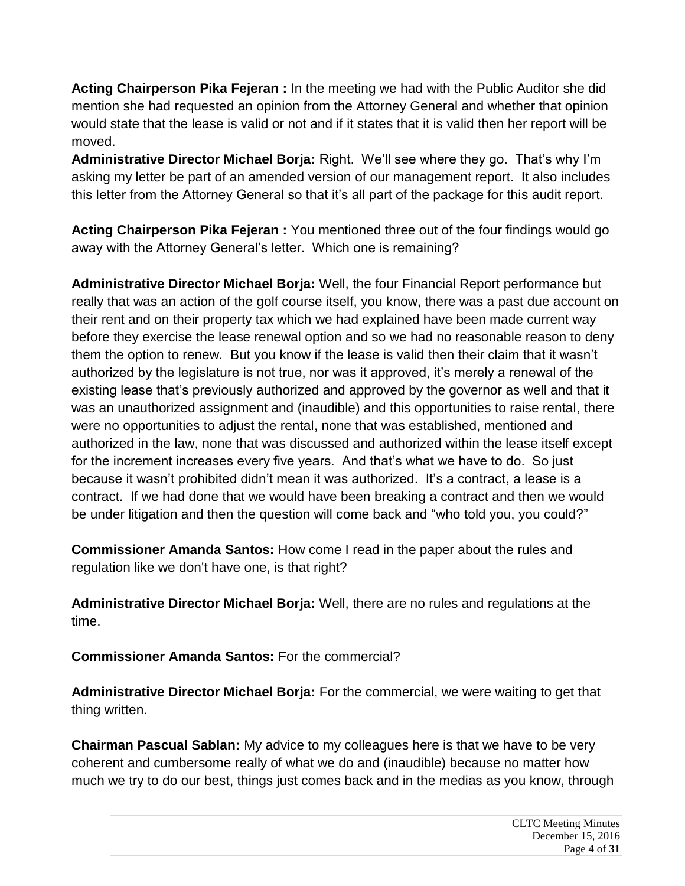**Acting Chairperson Pika Fejeran :** In the meeting we had with the Public Auditor she did mention she had requested an opinion from the Attorney General and whether that opinion would state that the lease is valid or not and if it states that it is valid then her report will be moved.

**Administrative Director Michael Borja:** Right. We'll see where they go. That's why I'm asking my letter be part of an amended version of our management report. It also includes this letter from the Attorney General so that it's all part of the package for this audit report.

**Acting Chairperson Pika Fejeran :** You mentioned three out of the four findings would go away with the Attorney General's letter. Which one is remaining?

**Administrative Director Michael Borja:** Well, the four Financial Report performance but really that was an action of the golf course itself, you know, there was a past due account on their rent and on their property tax which we had explained have been made current way before they exercise the lease renewal option and so we had no reasonable reason to deny them the option to renew. But you know if the lease is valid then their claim that it wasn't authorized by the legislature is not true, nor was it approved, it's merely a renewal of the existing lease that's previously authorized and approved by the governor as well and that it was an unauthorized assignment and (inaudible) and this opportunities to raise rental, there were no opportunities to adjust the rental, none that was established, mentioned and authorized in the law, none that was discussed and authorized within the lease itself except for the increment increases every five years. And that's what we have to do. So just because it wasn't prohibited didn't mean it was authorized. It's a contract, a lease is a contract. If we had done that we would have been breaking a contract and then we would be under litigation and then the question will come back and "who told you, you could?"

**Commissioner Amanda Santos:** How come I read in the paper about the rules and regulation like we don't have one, is that right?

**Administrative Director Michael Borja:** Well, there are no rules and regulations at the time.

**Commissioner Amanda Santos:** For the commercial?

**Administrative Director Michael Borja:** For the commercial, we were waiting to get that thing written.

**Chairman Pascual Sablan:** My advice to my colleagues here is that we have to be very coherent and cumbersome really of what we do and (inaudible) because no matter how much we try to do our best, things just comes back and in the medias as you know, through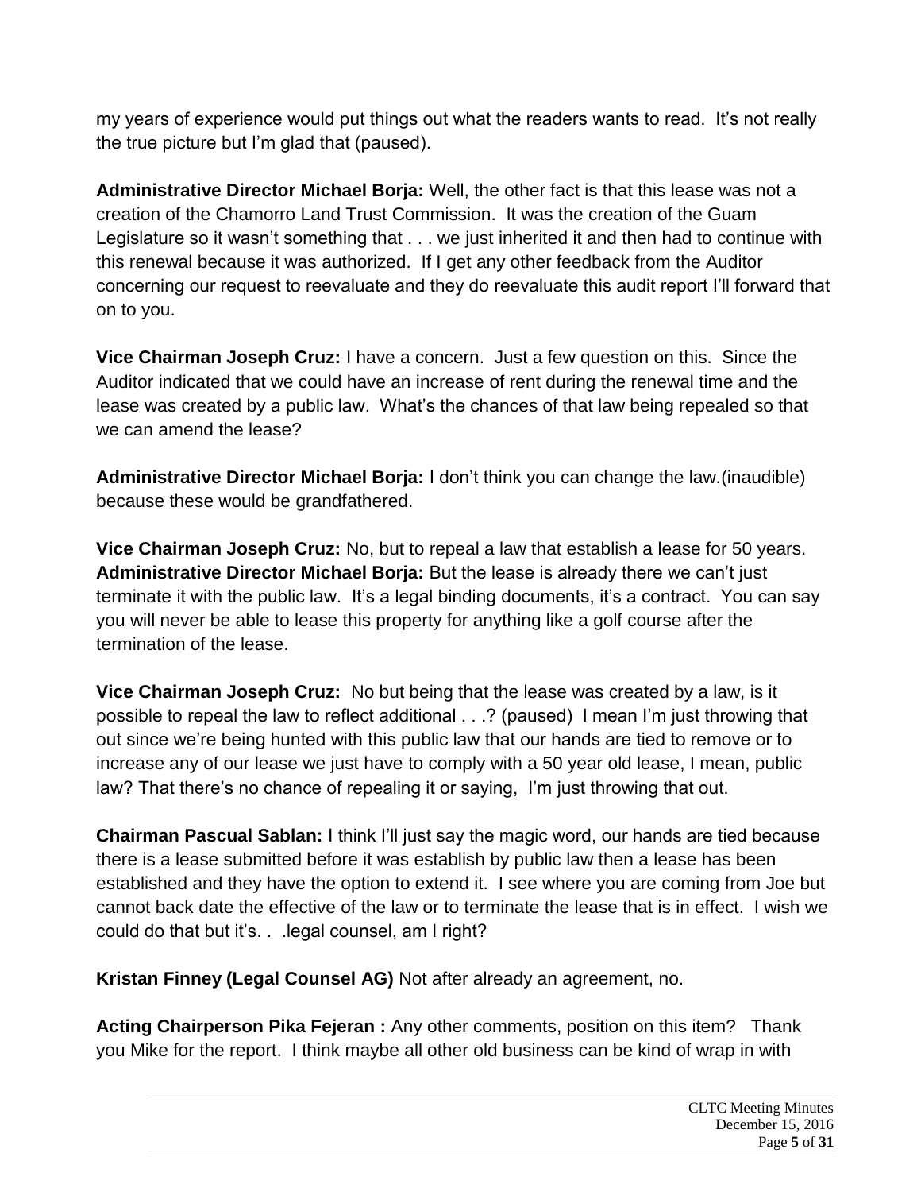my years of experience would put things out what the readers wants to read. It's not really the true picture but I'm glad that (paused).

**Administrative Director Michael Borja:** Well, the other fact is that this lease was not a creation of the Chamorro Land Trust Commission. It was the creation of the Guam Legislature so it wasn't something that . . . we just inherited it and then had to continue with this renewal because it was authorized. If I get any other feedback from the Auditor concerning our request to reevaluate and they do reevaluate this audit report I'll forward that on to you.

**Vice Chairman Joseph Cruz:** I have a concern. Just a few question on this. Since the Auditor indicated that we could have an increase of rent during the renewal time and the lease was created by a public law. What's the chances of that law being repealed so that we can amend the lease?

**Administrative Director Michael Borja:** I don't think you can change the law.(inaudible) because these would be grandfathered.

**Vice Chairman Joseph Cruz:** No, but to repeal a law that establish a lease for 50 years.
**Administrative Director Michael Borja:** But the lease is already there we can't just terminate it with the public law. It's a legal binding documents, it's a contract. You can say you will never be able to lease this property for anything like a golf course after the termination of the lease.

**Vice Chairman Joseph Cruz:** No but being that the lease was created by a law, is it possible to repeal the law to reflect additional . . .? (paused) I mean I'm just throwing that out since we're being hunted with this public law that our hands are tied to remove or to increase any of our lease we just have to comply with a 50 year old lease, I mean, public law? That there's no chance of repealing it or saying, I'm just throwing that out.

**Chairman Pascual Sablan:** I think I'll just say the magic word, our hands are tied because there is a lease submitted before it was establish by public law then a lease has been established and they have the option to extend it. I see where you are coming from Joe but cannot back date the effective of the law or to terminate the lease that is in effect. I wish we could do that but it's. . .legal counsel, am I right?

**Kristan Finney (Legal Counsel AG)** Not after already an agreement, no.

**Acting Chairperson Pika Fejeran :** Any other comments, position on this item? Thank you Mike for the report. I think maybe all other old business can be kind of wrap in with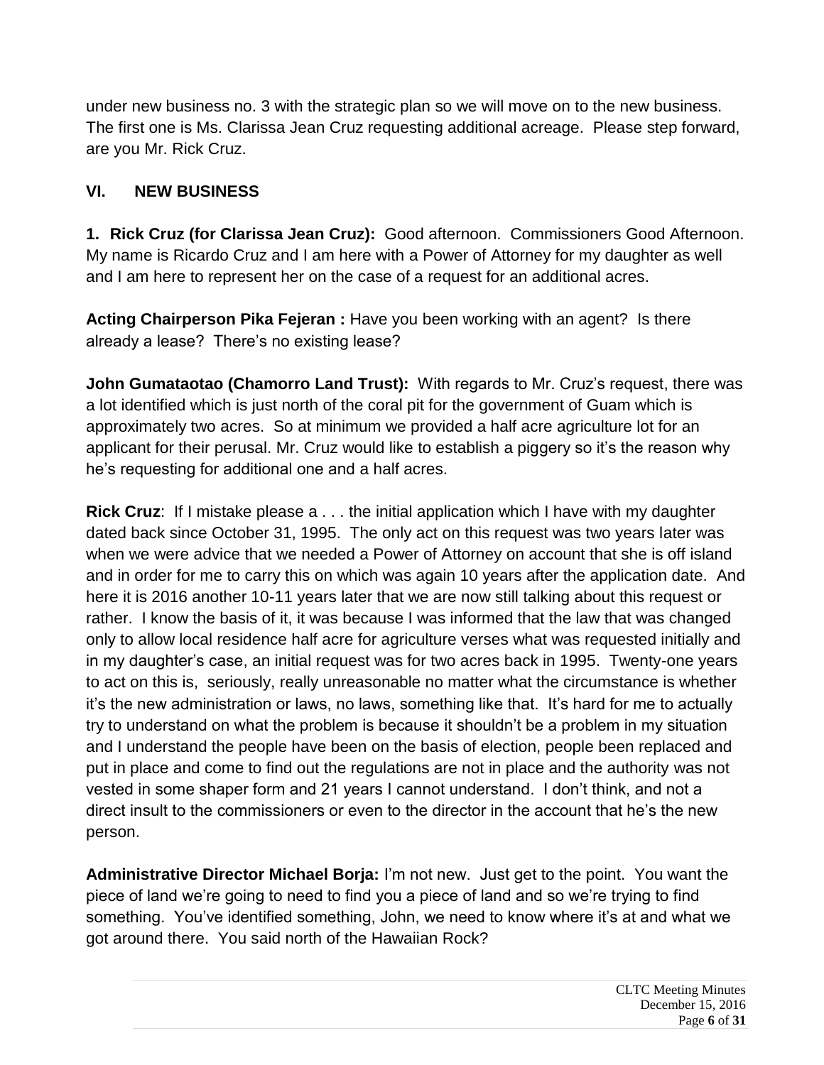under new business no. 3 with the strategic plan so we will move on to the new business. The first one is Ms. Clarissa Jean Cruz requesting additional acreage. Please step forward, are you Mr. Rick Cruz.

## VI. NEW BUSINESS

**1. Rick Cruz (for Clarissa Jean Cruz):** Good afternoon. Commissioners Good Afternoon. My name is Ricardo Cruz and I am here with a Power of Attorney for my daughter as well and I am here to represent her on the case of a request for an additional acres.

**Acting Chairperson Pika Fejeran :** Have you been working with an agent? Is there already a lease? There's no existing lease?

**John Gumataotao (Chamorro Land Trust):** With regards to Mr. Cruz's request, there was a lot identified which is just north of the coral pit for the government of Guam which is approximately two acres. So at minimum we provided a half acre agriculture lot for an applicant for their perusal. Mr. Cruz would like to establish a piggery so it's the reason why he's requesting for additional one and a half acres.

**Rick Cruz**: If I mistake please a . . . the initial application which I have with my daughter dated back since October 31, 1995. The only act on this request was two years later was when we were advice that we needed a Power of Attorney on account that she is off island and in order for me to carry this on which was again 10 years after the application date. And here it is 2016 another 10-11 years later that we are now still talking about this request or rather. I know the basis of it, it was because I was informed that the law that was changed only to allow local residence half acre for agriculture verses what was requested initially and in my daughter's case, an initial request was for two acres back in 1995. Twenty-one years to act on this is, seriously, really unreasonable no matter what the circumstance is whether it's the new administration or laws, no laws, something like that. It's hard for me to actually try to understand on what the problem is because it shouldn't be a problem in my situation and I understand the people have been on the basis of election, people been replaced and put in place and come to find out the regulations are not in place and the authority was not vested in some shaper form and 21 years I cannot understand. I don't think, and not a direct insult to the commissioners or even to the director in the account that he's the new person.

**Administrative Director Michael Borja:** I'm not new. Just get to the point. You want the piece of land we're going to need to find you a piece of land and so we're trying to find something. You've identified something, John, we need to know where it's at and what we got around there. You said north of the Hawaiian Rock?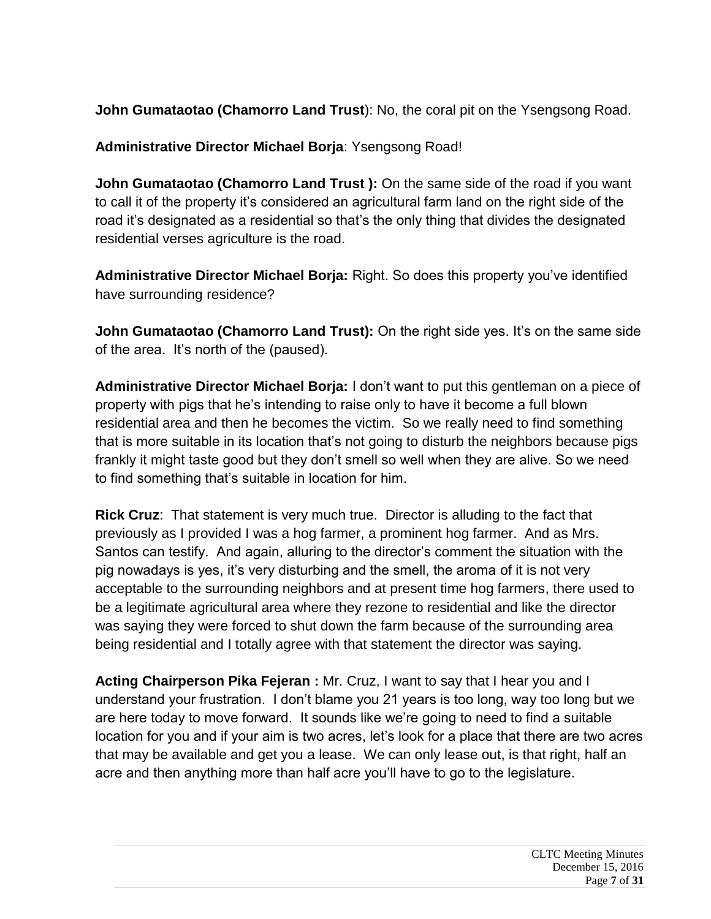**John Gumataotao (Chamorro Land Trust**): No, the coral pit on the Ysengsong Road.

**Administrative Director Michael Borja**: Ysengsong Road!

**John Gumataotao (Chamorro Land Trust ):** On the same side of the road if you want to call it of the property it's considered an agricultural farm land on the right side of the road it's designated as a residential so that's the only thing that divides the designated residential verses agriculture is the road.

**Administrative Director Michael Borja:** Right. So does this property you've identified have surrounding residence?

**John Gumataotao (Chamorro Land Trust):** On the right side yes. It's on the same side of the area. It's north of the (paused).

**Administrative Director Michael Borja:** I don't want to put this gentleman on a piece of property with pigs that he's intending to raise only to have it become a full blown residential area and then he becomes the victim. So we really need to find something that is more suitable in its location that's not going to disturb the neighbors because pigs frankly it might taste good but they don't smell so well when they are alive. So we need to find something that's suitable in location for him.

**Rick Cruz**: That statement is very much true. Director is alluding to the fact that previously as I provided I was a hog farmer, a prominent hog farmer. And as Mrs. Santos can testify. And again, alluring to the director's comment the situation with the pig nowadays is yes, it's very disturbing and the smell, the aroma of it is not very acceptable to the surrounding neighbors and at present time hog farmers, there used to be a legitimate agricultural area where they rezone to residential and like the director was saying they were forced to shut down the farm because of the surrounding area being residential and I totally agree with that statement the director was saying.

**Acting Chairperson Pika Fejeran :** Mr. Cruz, I want to say that I hear you and I understand your frustration. I don't blame you 21 years is too long, way too long but we are here today to move forward. It sounds like we're going to need to find a suitable location for you and if your aim is two acres, let's look for a place that there are two acres that may be available and get you a lease. We can only lease out, is that right, half an acre and then anything more than half acre you'll have to go to the legislature.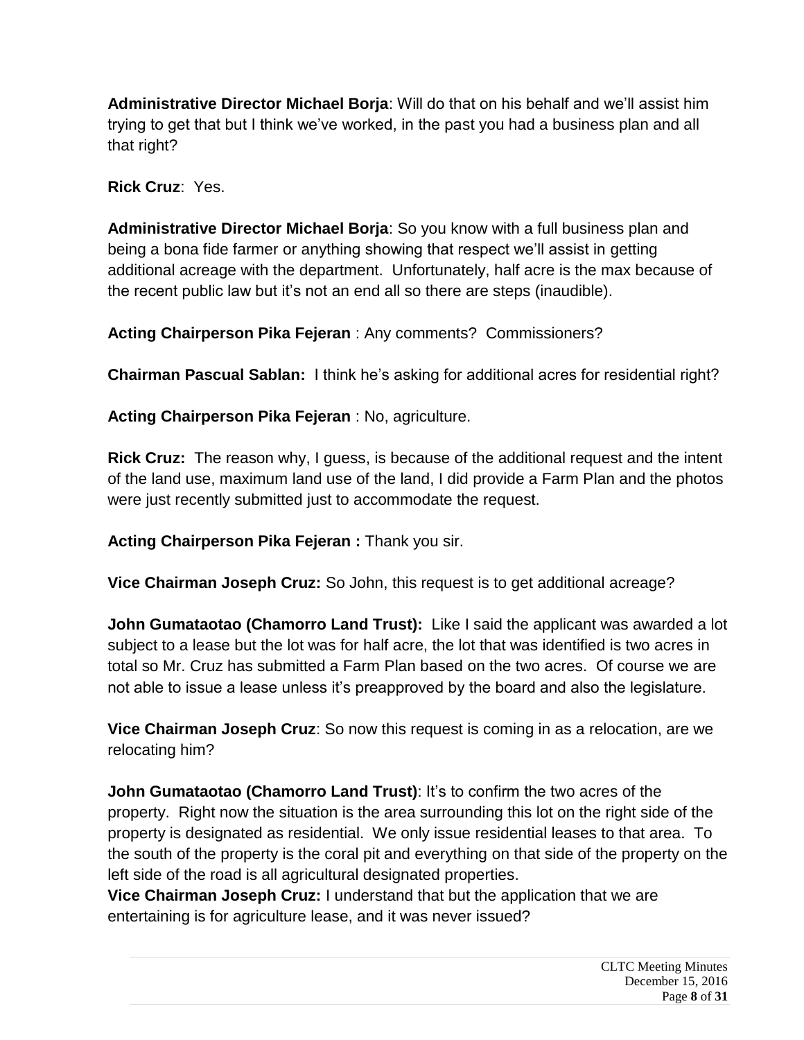**Administrative Director Michael Borja**: Will do that on his behalf and we'll assist him trying to get that but I think we've worked, in the past you had a business plan and all that right?

**Rick Cruz**: Yes.

**Administrative Director Michael Borja**: So you know with a full business plan and being a bona fide farmer or anything showing that respect we'll assist in getting additional acreage with the department. Unfortunately, half acre is the max because of the recent public law but it's not an end all so there are steps (inaudible).

**Acting Chairperson Pika Fejeran** : Any comments? Commissioners?

**Chairman Pascual Sablan:** I think he's asking for additional acres for residential right?

**Acting Chairperson Pika Fejeran** : No, agriculture.

**Rick Cruz:** The reason why, I guess, is because of the additional request and the intent of the land use, maximum land use of the land, I did provide a Farm Plan and the photos were just recently submitted just to accommodate the request.

**Acting Chairperson Pika Fejeran :** Thank you sir.

**Vice Chairman Joseph Cruz:** So John, this request is to get additional acreage?

**John Gumataotao (Chamorro Land Trust):** Like I said the applicant was awarded a lot subject to a lease but the lot was for half acre, the lot that was identified is two acres in total so Mr. Cruz has submitted a Farm Plan based on the two acres. Of course we are not able to issue a lease unless it's preapproved by the board and also the legislature.

**Vice Chairman Joseph Cruz**: So now this request is coming in as a relocation, are we relocating him?

**John Gumataotao (Chamorro Land Trust)**: It's to confirm the two acres of the property. Right now the situation is the area surrounding this lot on the right side of the property is designated as residential. We only issue residential leases to that area. To the south of the property is the coral pit and everything on that side of the property on the left side of the road is all agricultural designated properties.

**Vice Chairman Joseph Cruz:** I understand that but the application that we are entertaining is for agriculture lease, and it was never issued?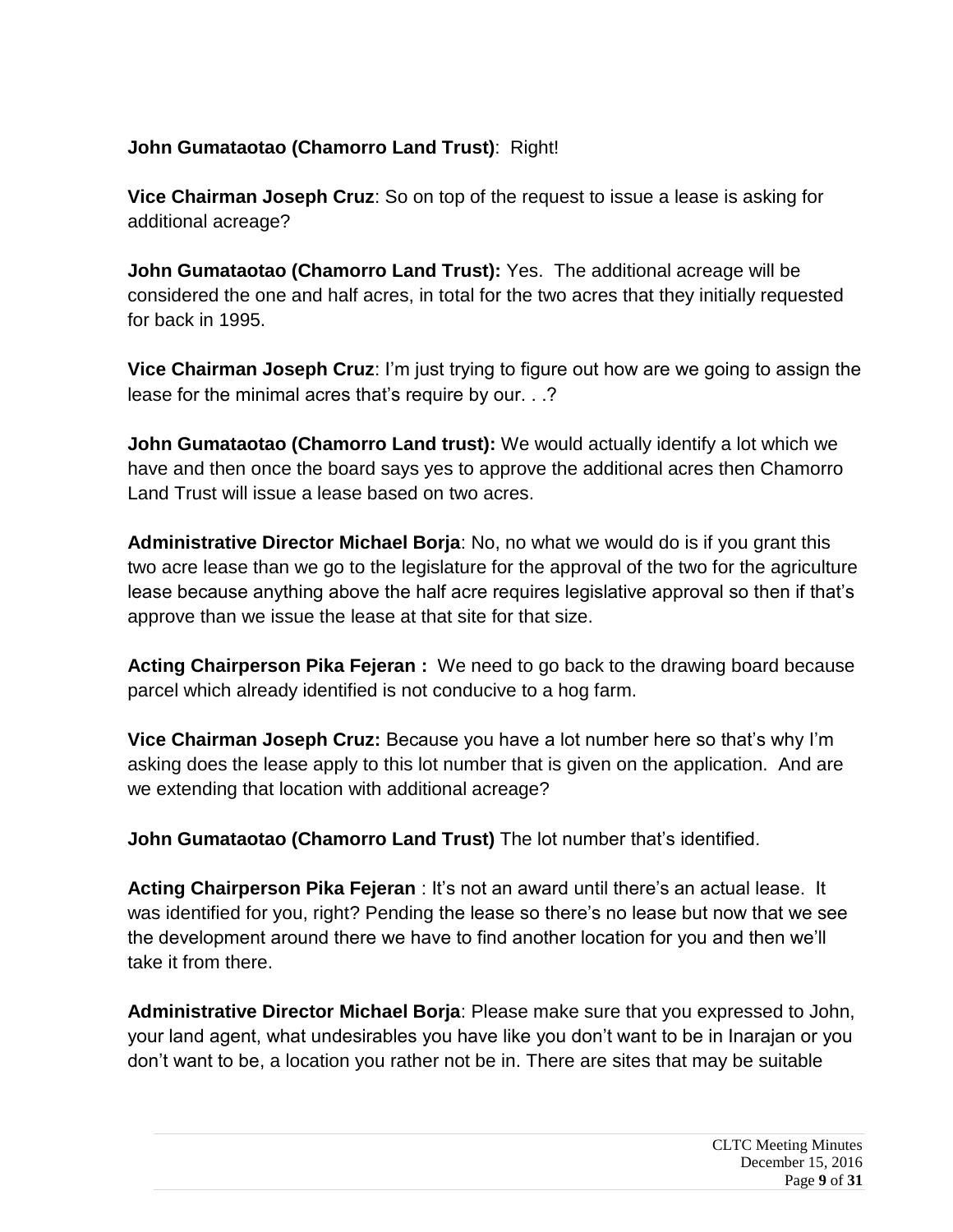**John Gumataotao (Chamorro Land Trust)**: Right!

**Vice Chairman Joseph Cruz**: So on top of the request to issue a lease is asking for additional acreage?

**John Gumataotao (Chamorro Land Trust):** Yes. The additional acreage will be considered the one and half acres, in total for the two acres that they initially requested for back in 1995.

**Vice Chairman Joseph Cruz**: I'm just trying to figure out how are we going to assign the lease for the minimal acres that's require by our. . .?

**John Gumataotao (Chamorro Land trust):** We would actually identify a lot which we have and then once the board says yes to approve the additional acres then Chamorro Land Trust will issue a lease based on two acres.

**Administrative Director Michael Borja**: No, no what we would do is if you grant this two acre lease than we go to the legislature for the approval of the two for the agriculture lease because anything above the half acre requires legislative approval so then if that's approve than we issue the lease at that site for that size.

**Acting Chairperson Pika Fejeran :** We need to go back to the drawing board because parcel which already identified is not conducive to a hog farm.

**Vice Chairman Joseph Cruz:** Because you have a lot number here so that's why I'm asking does the lease apply to this lot number that is given on the application. And are we extending that location with additional acreage?

**John Gumataotao (Chamorro Land Trust)** The lot number that's identified.

**Acting Chairperson Pika Fejeran** : It's not an award until there's an actual lease. It was identified for you, right? Pending the lease so there's no lease but now that we see the development around there we have to find another location for you and then we'll take it from there.

**Administrative Director Michael Borja**: Please make sure that you expressed to John, your land agent, what undesirables you have like you don't want to be in Inarajan or you don't want to be, a location you rather not be in. There are sites that may be suitable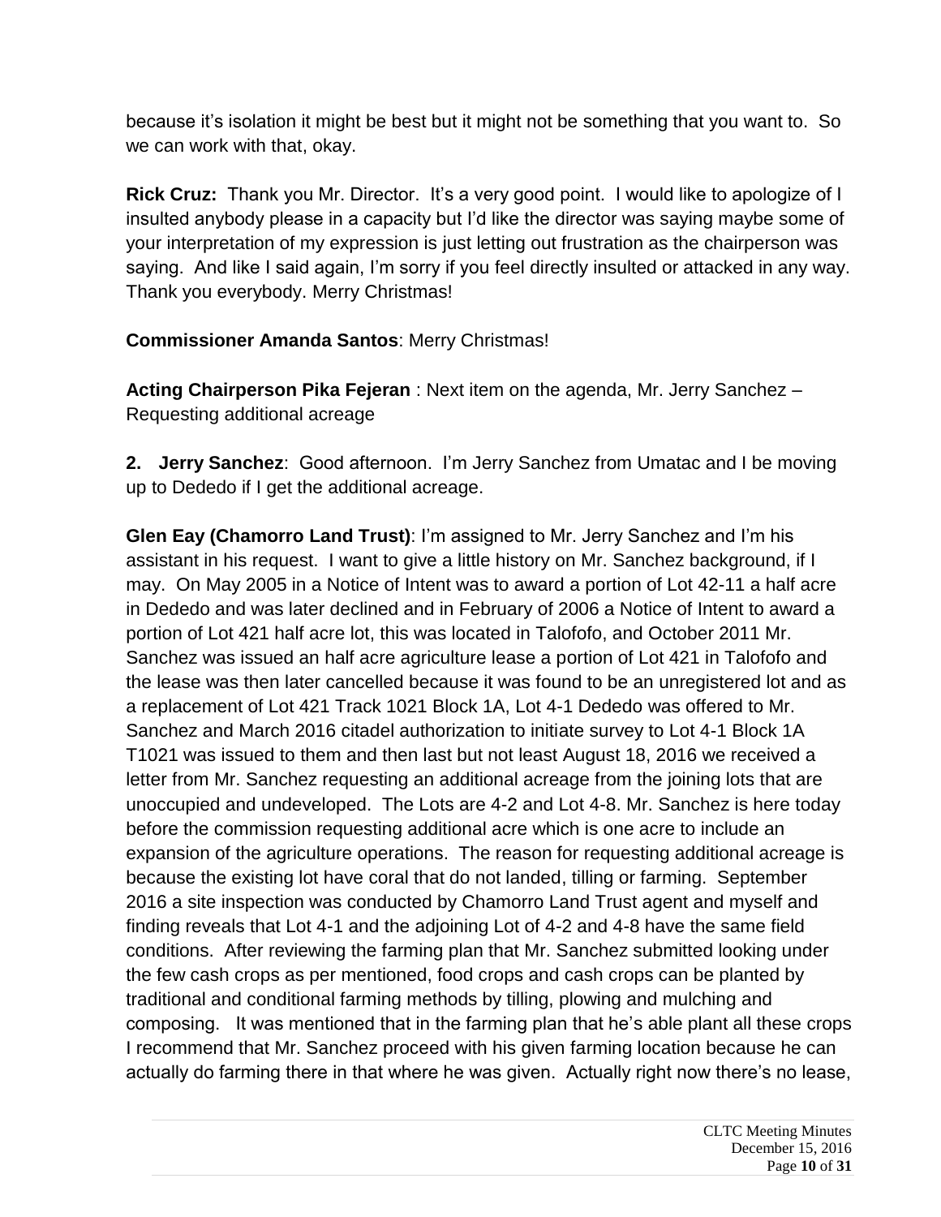because it's isolation it might be best but it might not be something that you want to. So we can work with that, okay.

**Rick Cruz:** Thank you Mr. Director. It's a very good point. I would like to apologize of I insulted anybody please in a capacity but I'd like the director was saying maybe some of your interpretation of my expression is just letting out frustration as the chairperson was saying. And like I said again, I'm sorry if you feel directly insulted or attacked in any way. Thank you everybody. Merry Christmas!

**Commissioner Amanda Santos**: Merry Christmas!

**Acting Chairperson Pika Fejeran** : Next item on the agenda, Mr. Jerry Sanchez – Requesting additional acreage

**2. Jerry Sanchez**: Good afternoon. I'm Jerry Sanchez from Umatac and I be moving up to Dededo if I get the additional acreage.

**Glen Eay (Chamorro Land Trust)**: I'm assigned to Mr. Jerry Sanchez and I'm his assistant in his request. I want to give a little history on Mr. Sanchez background, if I may. On May 2005 in a Notice of Intent was to award a portion of Lot 42-11 a half acre in Dededo and was later declined and in February of 2006 a Notice of Intent to award a portion of Lot 421 half acre lot, this was located in Talofofo, and October 2011 Mr. Sanchez was issued an half acre agriculture lease a portion of Lot 421 in Talofofo and the lease was then later cancelled because it was found to be an unregistered lot and as a replacement of Lot 421 Track 1021 Block 1A, Lot 4-1 Dededo was offered to Mr. Sanchez and March 2016 citadel authorization to initiate survey to Lot 4-1 Block 1A T1021 was issued to them and then last but not least August 18, 2016 we received a letter from Mr. Sanchez requesting an additional acreage from the joining lots that are unoccupied and undeveloped. The Lots are 4-2 and Lot 4-8. Mr. Sanchez is here today before the commission requesting additional acre which is one acre to include an expansion of the agriculture operations. The reason for requesting additional acreage is because the existing lot have coral that do not landed, tilling or farming. September 2016 a site inspection was conducted by Chamorro Land Trust agent and myself and finding reveals that Lot 4-1 and the adjoining Lot of 4-2 and 4-8 have the same field conditions. After reviewing the farming plan that Mr. Sanchez submitted looking under the few cash crops as per mentioned, food crops and cash crops can be planted by traditional and conditional farming methods by tilling, plowing and mulching and composing. It was mentioned that in the farming plan that he's able plant all these crops I recommend that Mr. Sanchez proceed with his given farming location because he can actually do farming there in that where he was given. Actually right now there's no lease,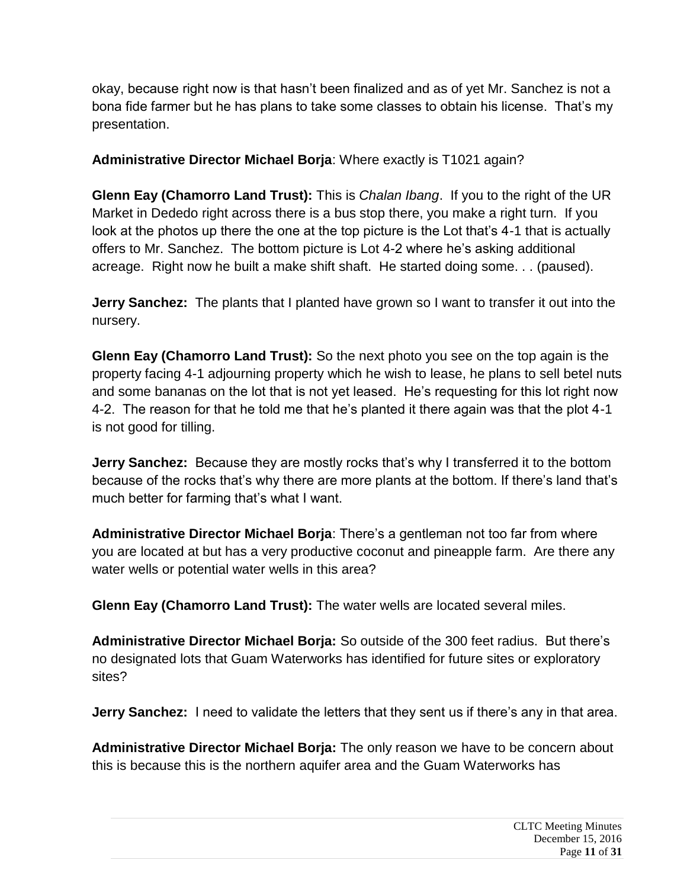okay, because right now is that hasn't been finalized and as of yet Mr. Sanchez is not a bona fide farmer but he has plans to take some classes to obtain his license. That's my presentation.

**Administrative Director Michael Borja**: Where exactly is T1021 again?

**Glenn Eay (Chamorro Land Trust):** This is *Chalan Ibang*. If you to the right of the UR Market in Dededo right across there is a bus stop there, you make a right turn. If you look at the photos up there the one at the top picture is the Lot that's 4-1 that is actually offers to Mr. Sanchez. The bottom picture is Lot 4-2 where he's asking additional acreage. Right now he built a make shift shaft. He started doing some. . . (paused).

**Jerry Sanchez:** The plants that I planted have grown so I want to transfer it out into the nursery.

**Glenn Eay (Chamorro Land Trust):** So the next photo you see on the top again is the property facing 4-1 adjourning property which he wish to lease, he plans to sell betel nuts and some bananas on the lot that is not yet leased. He's requesting for this lot right now 4-2. The reason for that he told me that he's planted it there again was that the plot 4-1 is not good for tilling.

**Jerry Sanchez:** Because they are mostly rocks that's why I transferred it to the bottom because of the rocks that's why there are more plants at the bottom. If there's land that's much better for farming that's what I want.

**Administrative Director Michael Borja**: There's a gentleman not too far from where you are located at but has a very productive coconut and pineapple farm. Are there any water wells or potential water wells in this area?

**Glenn Eay (Chamorro Land Trust):** The water wells are located several miles.

**Administrative Director Michael Borja:** So outside of the 300 feet radius. But there's no designated lots that Guam Waterworks has identified for future sites or exploratory sites?

**Jerry Sanchez:** I need to validate the letters that they sent us if there's any in that area.

**Administrative Director Michael Borja:** The only reason we have to be concern about this is because this is the northern aquifer area and the Guam Waterworks has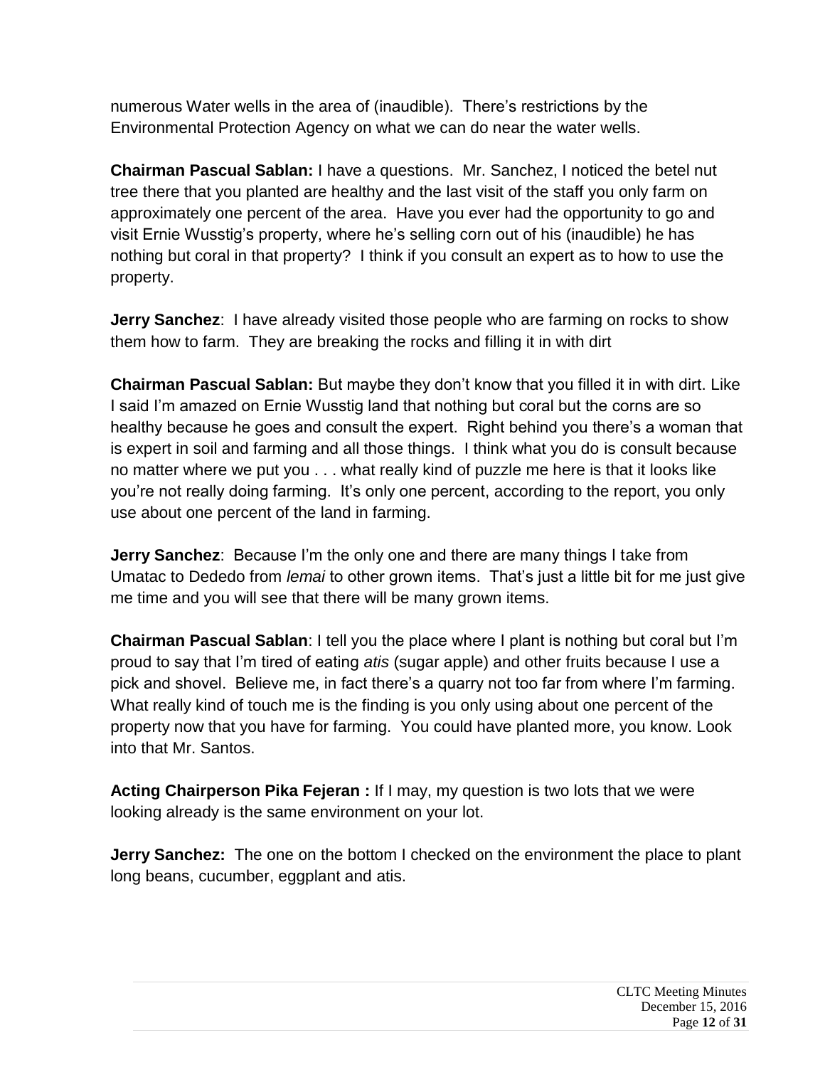numerous Water wells in the area of (inaudible). There's restrictions by the Environmental Protection Agency on what we can do near the water wells.

**Chairman Pascual Sablan:** I have a questions. Mr. Sanchez, I noticed the betel nut tree there that you planted are healthy and the last visit of the staff you only farm on approximately one percent of the area. Have you ever had the opportunity to go and visit Ernie Wusstig's property, where he's selling corn out of his (inaudible) he has nothing but coral in that property? I think if you consult an expert as to how to use the property.

**Jerry Sanchez**: I have already visited those people who are farming on rocks to show them how to farm. They are breaking the rocks and filling it in with dirt

**Chairman Pascual Sablan:** But maybe they don't know that you filled it in with dirt. Like I said I'm amazed on Ernie Wusstig land that nothing but coral but the corns are so healthy because he goes and consult the expert. Right behind you there's a woman that is expert in soil and farming and all those things. I think what you do is consult because no matter where we put you . . . what really kind of puzzle me here is that it looks like you're not really doing farming. It's only one percent, according to the report, you only use about one percent of the land in farming.

**Jerry Sanchez**: Because I'm the only one and there are many things I take from Umatac to Dededo from *lemai* to other grown items. That's just a little bit for me just give me time and you will see that there will be many grown items.

**Chairman Pascual Sablan**: I tell you the place where I plant is nothing but coral but I'm proud to say that I'm tired of eating *atis* (sugar apple) and other fruits because I use a pick and shovel. Believe me, in fact there's a quarry not too far from where I'm farming. What really kind of touch me is the finding is you only using about one percent of the property now that you have for farming. You could have planted more, you know. Look into that Mr. Santos.

**Acting Chairperson Pika Fejeran :** If I may, my question is two lots that we were looking already is the same environment on your lot.

**Jerry Sanchez:** The one on the bottom I checked on the environment the place to plant long beans, cucumber, eggplant and atis.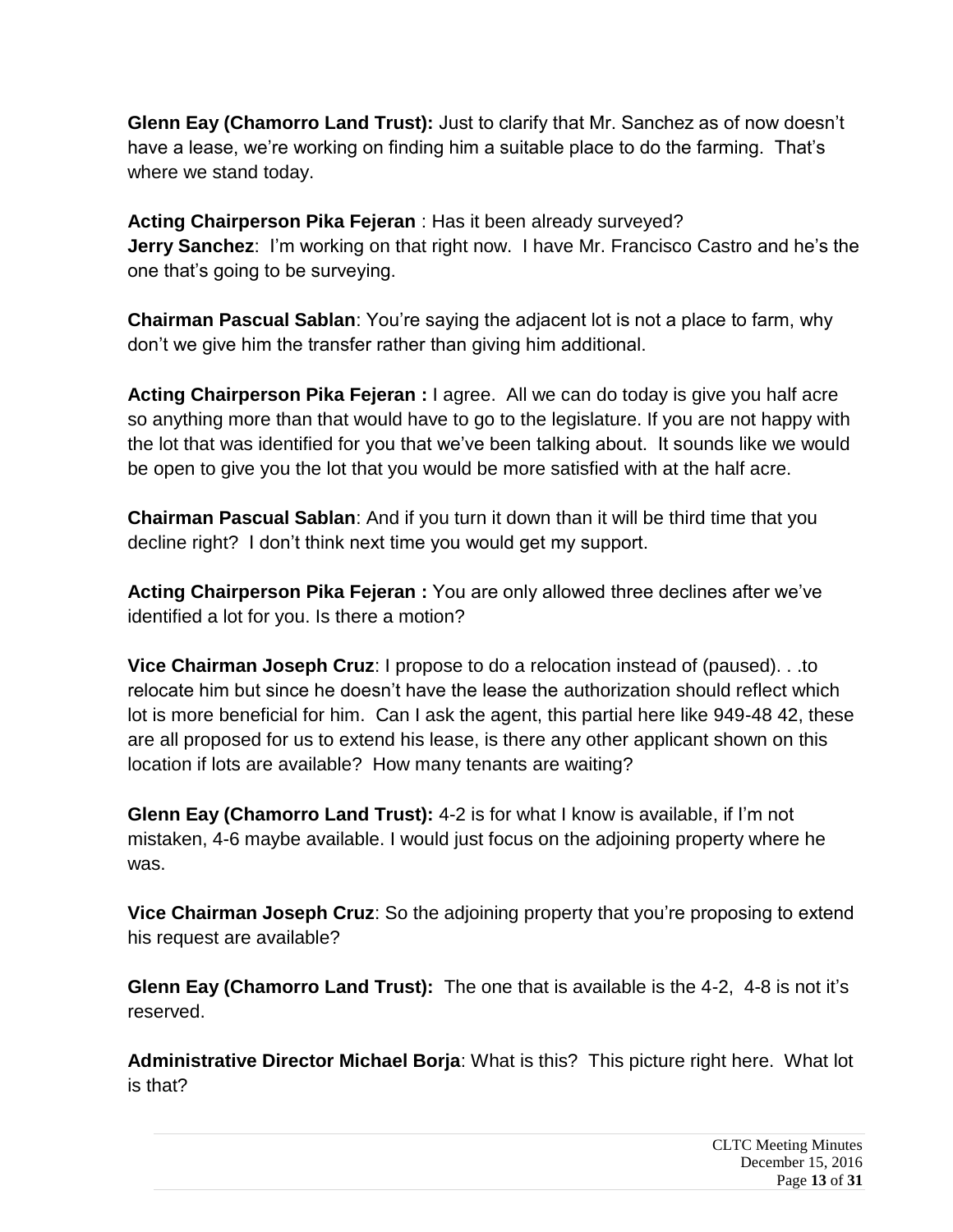**Glenn Eay (Chamorro Land Trust):** Just to clarify that Mr. Sanchez as of now doesn't have a lease, we're working on finding him a suitable place to do the farming. That's where we stand today.

**Acting Chairperson Pika Fejeran** : Has it been already surveyed?
**Jerry Sanchez**: I'm working on that right now. I have Mr. Francisco Castro and he's the one that's going to be surveying.

**Chairman Pascual Sablan**: You're saying the adjacent lot is not a place to farm, why don't we give him the transfer rather than giving him additional.

**Acting Chairperson Pika Fejeran :** I agree. All we can do today is give you half acre so anything more than that would have to go to the legislature. If you are not happy with the lot that was identified for you that we've been talking about. It sounds like we would be open to give you the lot that you would be more satisfied with at the half acre.

**Chairman Pascual Sablan**: And if you turn it down than it will be third time that you decline right? I don't think next time you would get my support.

**Acting Chairperson Pika Fejeran :** You are only allowed three declines after we've identified a lot for you. Is there a motion?

**Vice Chairman Joseph Cruz**: I propose to do a relocation instead of (paused). . .to relocate him but since he doesn't have the lease the authorization should reflect which lot is more beneficial for him. Can I ask the agent, this partial here like 949-48 42, these are all proposed for us to extend his lease, is there any other applicant shown on this location if lots are available? How many tenants are waiting?

**Glenn Eay (Chamorro Land Trust):** 4-2 is for what I know is available, if I'm not mistaken, 4-6 maybe available. I would just focus on the adjoining property where he was.

**Vice Chairman Joseph Cruz**: So the adjoining property that you're proposing to extend his request are available?

**Glenn Eay (Chamorro Land Trust):** The one that is available is the 4-2, 4-8 is not it's reserved.

**Administrative Director Michael Borja**: What is this? This picture right here. What lot is that?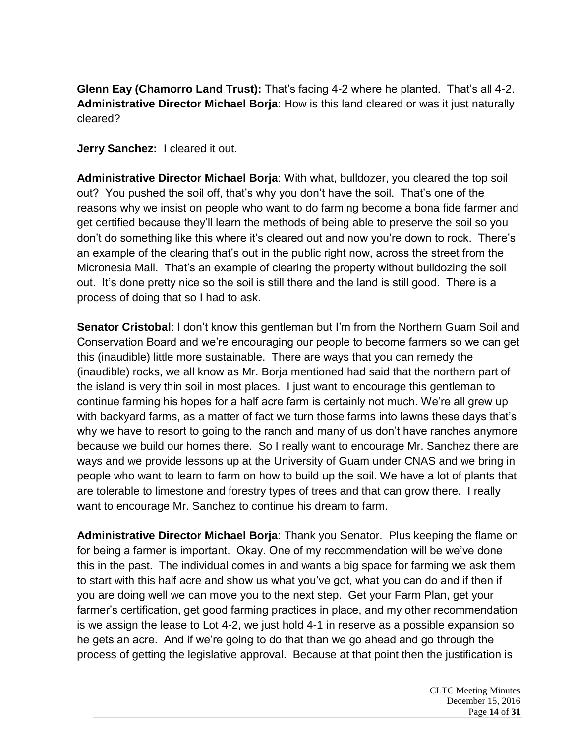**Glenn Eay (Chamorro Land Trust):** That's facing 4-2 where he planted. That's all 4-2.
**Administrative Director Michael Borja**: How is this land cleared or was it just naturally cleared?

**Jerry Sanchez:** I cleared it out.

**Administrative Director Michael Borja**: With what, bulldozer, you cleared the top soil out? You pushed the soil off, that's why you don't have the soil. That's one of the reasons why we insist on people who want to do farming become a bona fide farmer and get certified because they'll learn the methods of being able to preserve the soil so you don't do something like this where it's cleared out and now you're down to rock. There's an example of the clearing that's out in the public right now, across the street from the Micronesia Mall. That's an example of clearing the property without bulldozing the soil out. It's done pretty nice so the soil is still there and the land is still good. There is a process of doing that so I had to ask.

**Senator Cristobal**: I don't know this gentleman but I'm from the Northern Guam Soil and Conservation Board and we're encouraging our people to become farmers so we can get this (inaudible) little more sustainable. There are ways that you can remedy the (inaudible) rocks, we all know as Mr. Borja mentioned had said that the northern part of the island is very thin soil in most places. I just want to encourage this gentleman to continue farming his hopes for a half acre farm is certainly not much. We're all grew up with backyard farms, as a matter of fact we turn those farms into lawns these days that's why we have to resort to going to the ranch and many of us don't have ranches anymore because we build our homes there. So I really want to encourage Mr. Sanchez there are ways and we provide lessons up at the University of Guam under CNAS and we bring in people who want to learn to farm on how to build up the soil. We have a lot of plants that are tolerable to limestone and forestry types of trees and that can grow there. I really want to encourage Mr. Sanchez to continue his dream to farm.

**Administrative Director Michael Borja**: Thank you Senator. Plus keeping the flame on for being a farmer is important. Okay. One of my recommendation will be we've done this in the past. The individual comes in and wants a big space for farming we ask them to start with this half acre and show us what you've got, what you can do and if then if you are doing well we can move you to the next step. Get your Farm Plan, get your farmer's certification, get good farming practices in place, and my other recommendation is we assign the lease to Lot 4-2, we just hold 4-1 in reserve as a possible expansion so he gets an acre. And if we're going to do that than we go ahead and go through the process of getting the legislative approval. Because at that point then the justification is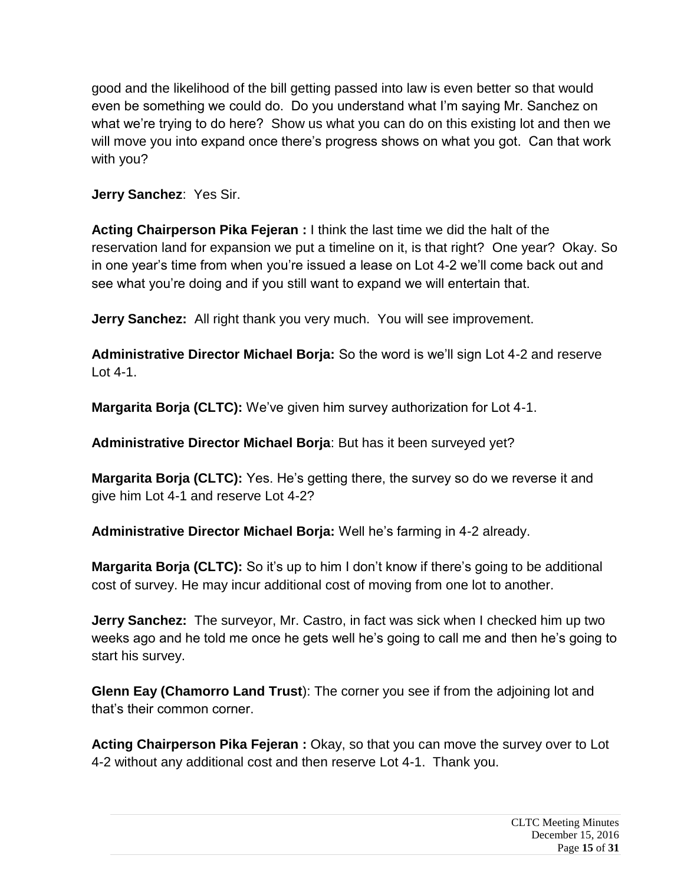good and the likelihood of the bill getting passed into law is even better so that would even be something we could do. Do you understand what I'm saying Mr. Sanchez on what we're trying to do here? Show us what you can do on this existing lot and then we will move you into expand once there's progress shows on what you got. Can that work with you?

**Jerry Sanchez**: Yes Sir.

**Acting Chairperson Pika Fejeran :** I think the last time we did the halt of the reservation land for expansion we put a timeline on it, is that right? One year? Okay. So in one year's time from when you're issued a lease on Lot 4-2 we'll come back out and see what you're doing and if you still want to expand we will entertain that.

**Jerry Sanchez:** All right thank you very much. You will see improvement.

**Administrative Director Michael Borja:** So the word is we'll sign Lot 4-2 and reserve Lot 4-1.

**Margarita Borja (CLTC):** We've given him survey authorization for Lot 4-1.

**Administrative Director Michael Borja**: But has it been surveyed yet?

**Margarita Borja (CLTC):** Yes. He's getting there, the survey so do we reverse it and give him Lot 4-1 and reserve Lot 4-2?

**Administrative Director Michael Borja:** Well he's farming in 4-2 already.

**Margarita Borja (CLTC):** So it's up to him I don't know if there's going to be additional cost of survey. He may incur additional cost of moving from one lot to another.

**Jerry Sanchez:** The surveyor, Mr. Castro, in fact was sick when I checked him up two weeks ago and he told me once he gets well he's going to call me and then he's going to start his survey.

**Glenn Eay (Chamorro Land Trust**): The corner you see if from the adjoining lot and that's their common corner.

**Acting Chairperson Pika Fejeran :** Okay, so that you can move the survey over to Lot 4-2 without any additional cost and then reserve Lot 4-1. Thank you.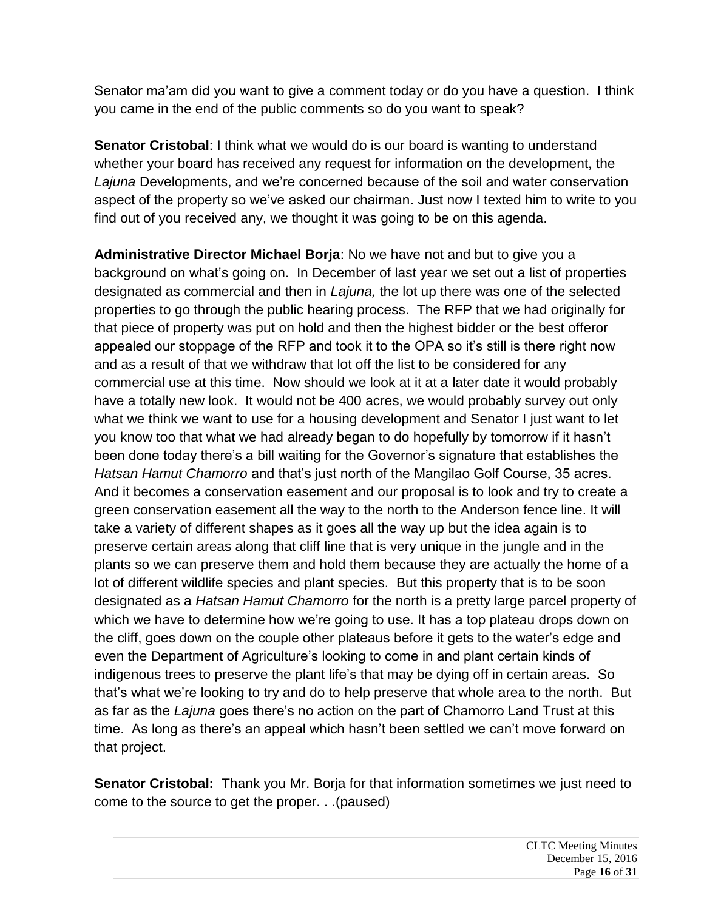Senator ma'am did you want to give a comment today or do you have a question. I think you came in the end of the public comments so do you want to speak?

**Senator Cristobal**: I think what we would do is our board is wanting to understand whether your board has received any request for information on the development, the *Lajuna* Developments, and we're concerned because of the soil and water conservation aspect of the property so we've asked our chairman. Just now I texted him to write to you find out of you received any, we thought it was going to be on this agenda.

**Administrative Director Michael Borja**: No we have not and but to give you a background on what's going on. In December of last year we set out a list of properties designated as commercial and then in *Lajuna,* the lot up there was one of the selected properties to go through the public hearing process. The RFP that we had originally for that piece of property was put on hold and then the highest bidder or the best offeror appealed our stoppage of the RFP and took it to the OPA so it's still is there right now and as a result of that we withdraw that lot off the list to be considered for any commercial use at this time. Now should we look at it at a later date it would probably have a totally new look. It would not be 400 acres, we would probably survey out only what we think we want to use for a housing development and Senator I just want to let you know too that what we had already began to do hopefully by tomorrow if it hasn't been done today there's a bill waiting for the Governor's signature that establishes the *Hatsan Hamut Chamorro* and that's just north of the Mangilao Golf Course, 35 acres. And it becomes a conservation easement and our proposal is to look and try to create a green conservation easement all the way to the north to the Anderson fence line. It will take a variety of different shapes as it goes all the way up but the idea again is to preserve certain areas along that cliff line that is very unique in the jungle and in the plants so we can preserve them and hold them because they are actually the home of a lot of different wildlife species and plant species. But this property that is to be soon designated as a *Hatsan Hamut Chamorro* for the north is a pretty large parcel property of which we have to determine how we're going to use. It has a top plateau drops down on the cliff, goes down on the couple other plateaus before it gets to the water's edge and even the Department of Agriculture's looking to come in and plant certain kinds of indigenous trees to preserve the plant life's that may be dying off in certain areas. So that's what we're looking to try and do to help preserve that whole area to the north. But as far as the *Lajuna* goes there's no action on the part of Chamorro Land Trust at this time. As long as there's an appeal which hasn't been settled we can't move forward on that project.

**Senator Cristobal:** Thank you Mr. Borja for that information sometimes we just need to come to the source to get the proper. . .(paused)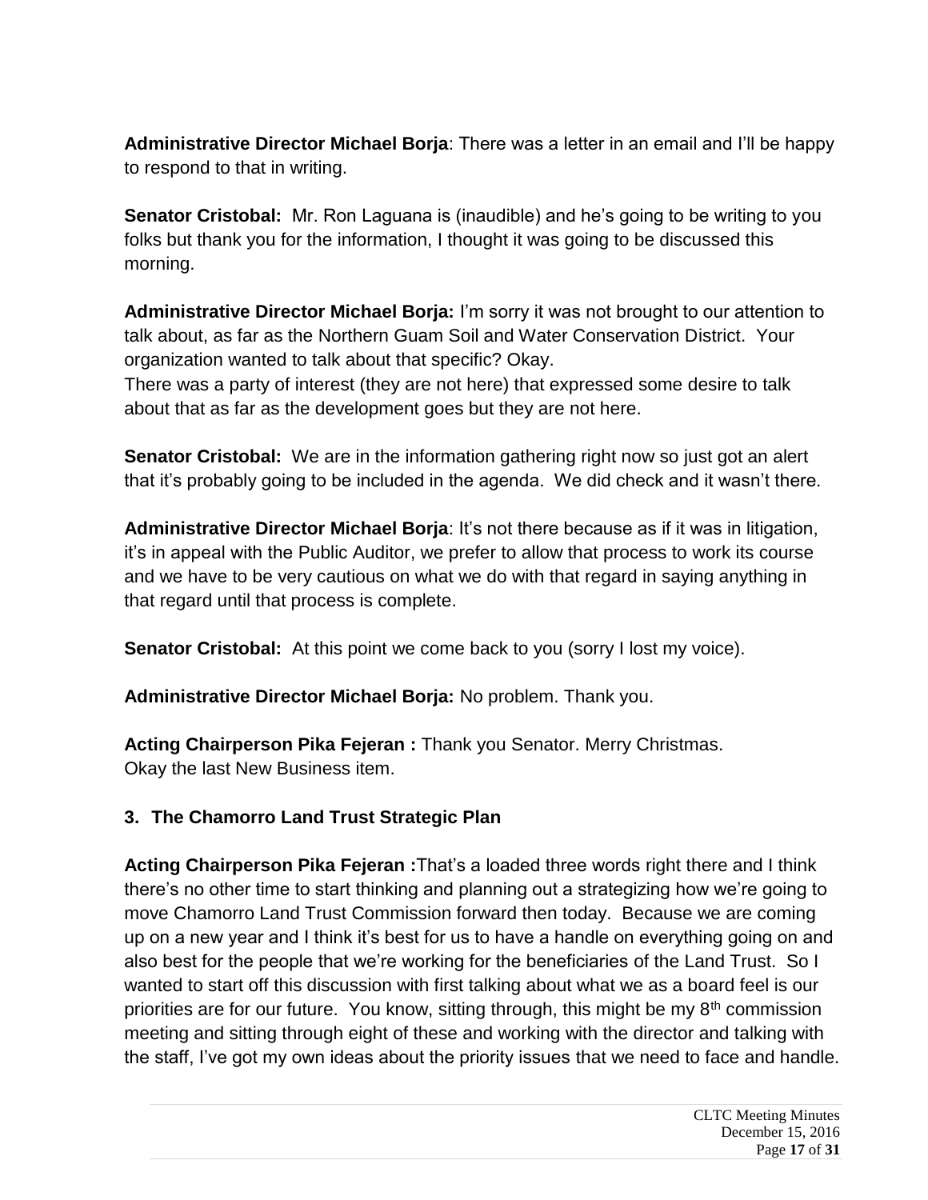**Administrative Director Michael Borja**: There was a letter in an email and I'll be happy to respond to that in writing.

**Senator Cristobal:** Mr. Ron Laguana is (inaudible) and he's going to be writing to you folks but thank you for the information, I thought it was going to be discussed this morning.

**Administrative Director Michael Borja:** I'm sorry it was not brought to our attention to talk about, as far as the Northern Guam Soil and Water Conservation District. Your organization wanted to talk about that specific? Okay.
There was a party of interest (they are not here) that expressed some desire to talk about that as far as the development goes but they are not here.

**Senator Cristobal:** We are in the information gathering right now so just got an alert that it's probably going to be included in the agenda. We did check and it wasn't there.

**Administrative Director Michael Borja**: It's not there because as if it was in litigation, it's in appeal with the Public Auditor, we prefer to allow that process to work its course and we have to be very cautious on what we do with that regard in saying anything in that regard until that process is complete.

**Senator Cristobal:** At this point we come back to you (sorry I lost my voice).

**Administrative Director Michael Borja:** No problem. Thank you.

**Acting Chairperson Pika Fejeran :** Thank you Senator. Merry Christmas.
Okay the last New Business item.

### 3. The Chamorro Land Trust Strategic Plan

**Acting Chairperson Pika Fejeran :**That's a loaded three words right there and I think there's no other time to start thinking and planning out a strategizing how we're going to move Chamorro Land Trust Commission forward then today. Because we are coming up on a new year and I think it's best for us to have a handle on everything going on and also best for the people that we're working for the beneficiaries of the Land Trust. So I wanted to start off this discussion with first talking about what we as a board feel is our priorities are for our future. You know, sitting through, this might be my 8th commission meeting and sitting through eight of these and working with the director and talking with the staff, I've got my own ideas about the priority issues that we need to face and handle.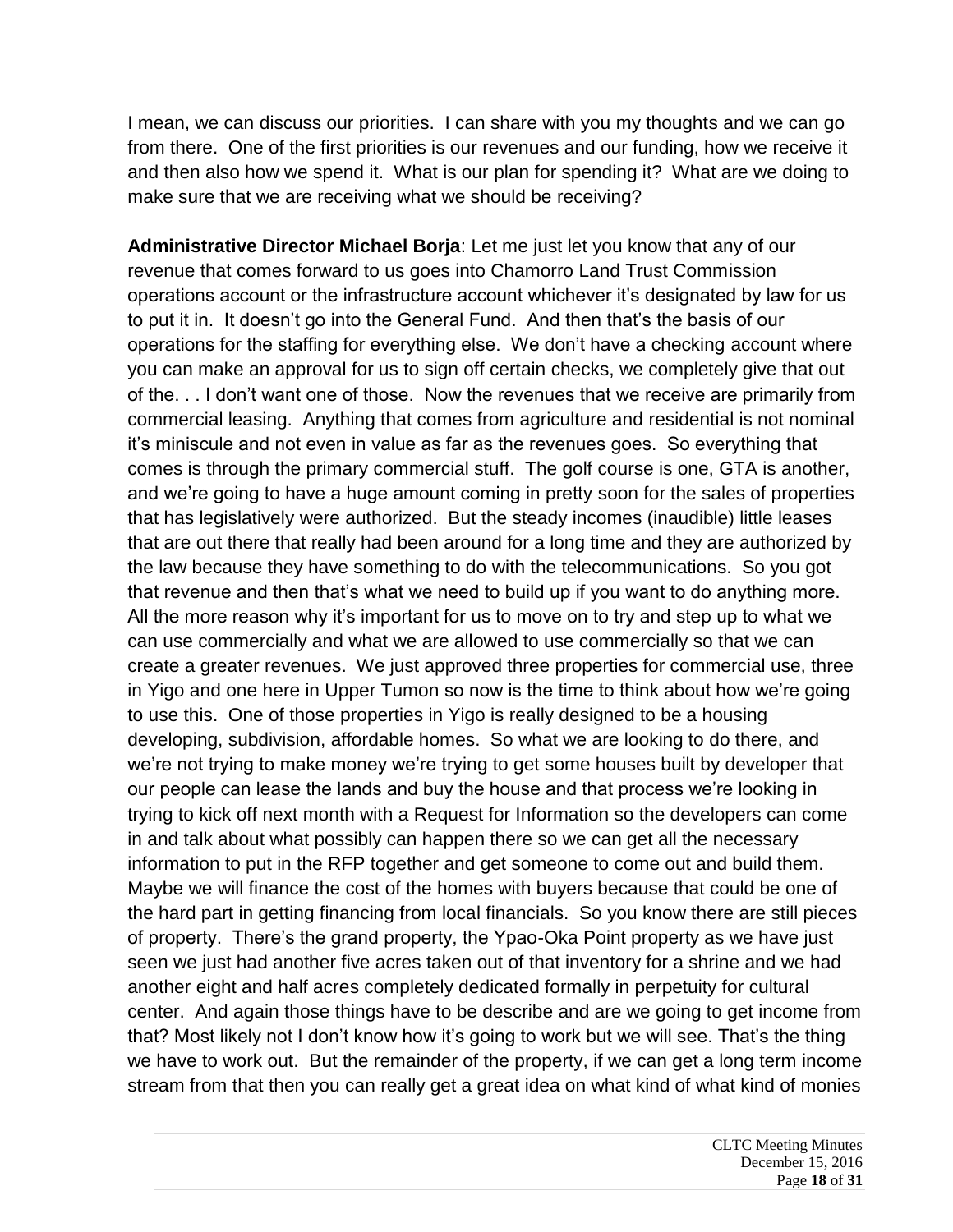I mean, we can discuss our priorities. I can share with you my thoughts and we can go from there. One of the first priorities is our revenues and our funding, how we receive it and then also how we spend it. What is our plan for spending it? What are we doing to make sure that we are receiving what we should be receiving?

**Administrative Director Michael Borja**: Let me just let you know that any of our revenue that comes forward to us goes into Chamorro Land Trust Commission operations account or the infrastructure account whichever it's designated by law for us to put it in. It doesn't go into the General Fund. And then that's the basis of our operations for the staffing for everything else. We don't have a checking account where you can make an approval for us to sign off certain checks, we completely give that out of the. . . I don't want one of those. Now the revenues that we receive are primarily from commercial leasing. Anything that comes from agriculture and residential is not nominal it's miniscule and not even in value as far as the revenues goes. So everything that comes is through the primary commercial stuff. The golf course is one, GTA is another, and we're going to have a huge amount coming in pretty soon for the sales of properties that has legislatively were authorized. But the steady incomes (inaudible) little leases that are out there that really had been around for a long time and they are authorized by the law because they have something to do with the telecommunications. So you got that revenue and then that's what we need to build up if you want to do anything more. All the more reason why it's important for us to move on to try and step up to what we can use commercially and what we are allowed to use commercially so that we can create a greater revenues. We just approved three properties for commercial use, three in Yigo and one here in Upper Tumon so now is the time to think about how we're going to use this. One of those properties in Yigo is really designed to be a housing developing, subdivision, affordable homes. So what we are looking to do there, and we're not trying to make money we're trying to get some houses built by developer that our people can lease the lands and buy the house and that process we're looking in trying to kick off next month with a Request for Information so the developers can come in and talk about what possibly can happen there so we can get all the necessary information to put in the RFP together and get someone to come out and build them. Maybe we will finance the cost of the homes with buyers because that could be one of the hard part in getting financing from local financials. So you know there are still pieces of property. There's the grand property, the Ypao-Oka Point property as we have just seen we just had another five acres taken out of that inventory for a shrine and we had another eight and half acres completely dedicated formally in perpetuity for cultural center. And again those things have to be describe and are we going to get income from that? Most likely not I don't know how it's going to work but we will see. That's the thing we have to work out. But the remainder of the property, if we can get a long term income stream from that then you can really get a great idea on what kind of what kind of monies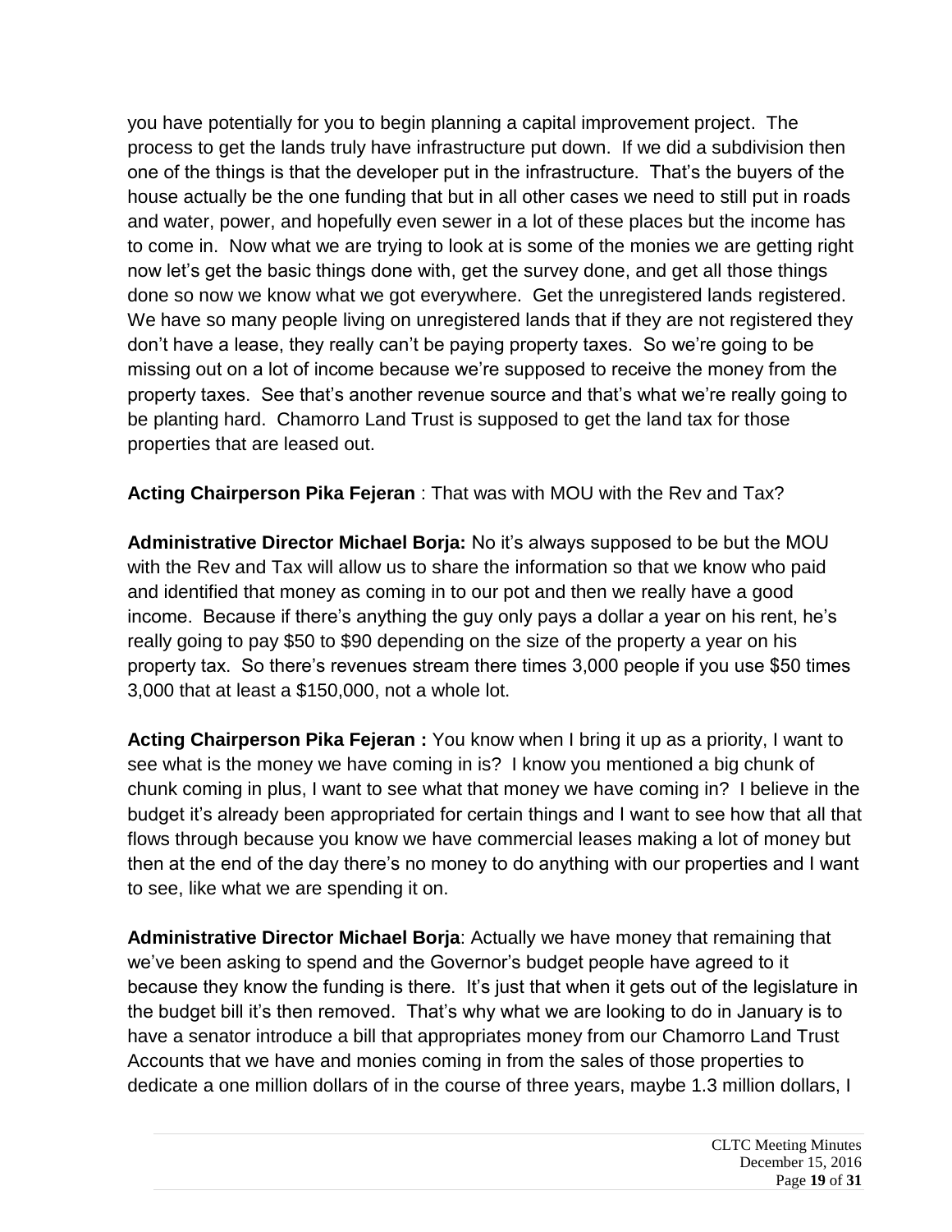you have potentially for you to begin planning a capital improvement project. The process to get the lands truly have infrastructure put down. If we did a subdivision then one of the things is that the developer put in the infrastructure. That's the buyers of the house actually be the one funding that but in all other cases we need to still put in roads and water, power, and hopefully even sewer in a lot of these places but the income has to come in. Now what we are trying to look at is some of the monies we are getting right now let's get the basic things done with, get the survey done, and get all those things done so now we know what we got everywhere. Get the unregistered lands registered. We have so many people living on unregistered lands that if they are not registered they don't have a lease, they really can't be paying property taxes. So we're going to be missing out on a lot of income because we're supposed to receive the money from the property taxes. See that's another revenue source and that's what we're really going to be planting hard. Chamorro Land Trust is supposed to get the land tax for those properties that are leased out.

**Acting Chairperson Pika Fejeran** : That was with MOU with the Rev and Tax?

**Administrative Director Michael Borja:** No it's always supposed to be but the MOU with the Rev and Tax will allow us to share the information so that we know who paid and identified that money as coming in to our pot and then we really have a good income. Because if there's anything the guy only pays a dollar a year on his rent, he's really going to pay $50 to $90 depending on the size of the property a year on his property tax. So there's revenues stream there times 3,000 people if you use $50 times 3,000 that at least a $150,000, not a whole lot.

**Acting Chairperson Pika Fejeran :** You know when I bring it up as a priority, I want to see what is the money we have coming in is? I know you mentioned a big chunk of chunk coming in plus, I want to see what that money we have coming in? I believe in the budget it's already been appropriated for certain things and I want to see how that all that flows through because you know we have commercial leases making a lot of money but then at the end of the day there's no money to do anything with our properties and I want to see, like what we are spending it on.

**Administrative Director Michael Borja**: Actually we have money that remaining that we've been asking to spend and the Governor's budget people have agreed to it because they know the funding is there. It's just that when it gets out of the legislature in the budget bill it's then removed. That's why what we are looking to do in January is to have a senator introduce a bill that appropriates money from our Chamorro Land Trust Accounts that we have and monies coming in from the sales of those properties to dedicate a one million dollars of in the course of three years, maybe 1.3 million dollars, I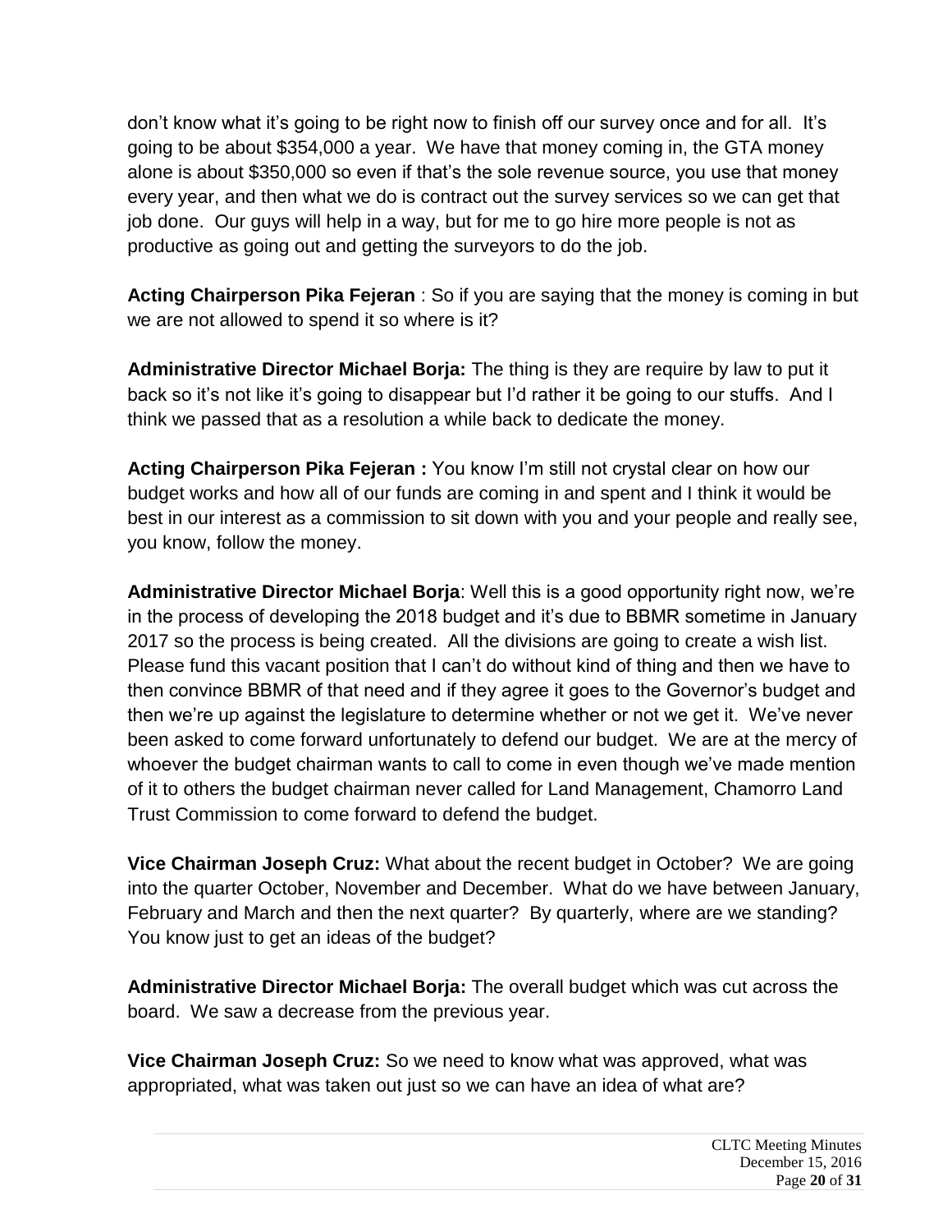don't know what it's going to be right now to finish off our survey once and for all. It's going to be about $354,000 a year. We have that money coming in, the GTA money alone is about $350,000 so even if that's the sole revenue source, you use that money every year, and then what we do is contract out the survey services so we can get that job done. Our guys will help in a way, but for me to go hire more people is not as productive as going out and getting the surveyors to do the job.

**Acting Chairperson Pika Fejeran** : So if you are saying that the money is coming in but we are not allowed to spend it so where is it?

**Administrative Director Michael Borja:** The thing is they are require by law to put it back so it's not like it's going to disappear but I'd rather it be going to our stuffs. And I think we passed that as a resolution a while back to dedicate the money.

**Acting Chairperson Pika Fejeran :** You know I'm still not crystal clear on how our budget works and how all of our funds are coming in and spent and I think it would be best in our interest as a commission to sit down with you and your people and really see, you know, follow the money.

**Administrative Director Michael Borja**: Well this is a good opportunity right now, we're in the process of developing the 2018 budget and it's due to BBMR sometime in January 2017 so the process is being created. All the divisions are going to create a wish list. Please fund this vacant position that I can't do without kind of thing and then we have to then convince BBMR of that need and if they agree it goes to the Governor's budget and then we're up against the legislature to determine whether or not we get it. We've never been asked to come forward unfortunately to defend our budget. We are at the mercy of whoever the budget chairman wants to call to come in even though we've made mention of it to others the budget chairman never called for Land Management, Chamorro Land Trust Commission to come forward to defend the budget.

**Vice Chairman Joseph Cruz:** What about the recent budget in October? We are going into the quarter October, November and December. What do we have between January, February and March and then the next quarter? By quarterly, where are we standing? You know just to get an ideas of the budget?

**Administrative Director Michael Borja:** The overall budget which was cut across the board. We saw a decrease from the previous year.

**Vice Chairman Joseph Cruz:** So we need to know what was approved, what was appropriated, what was taken out just so we can have an idea of what are?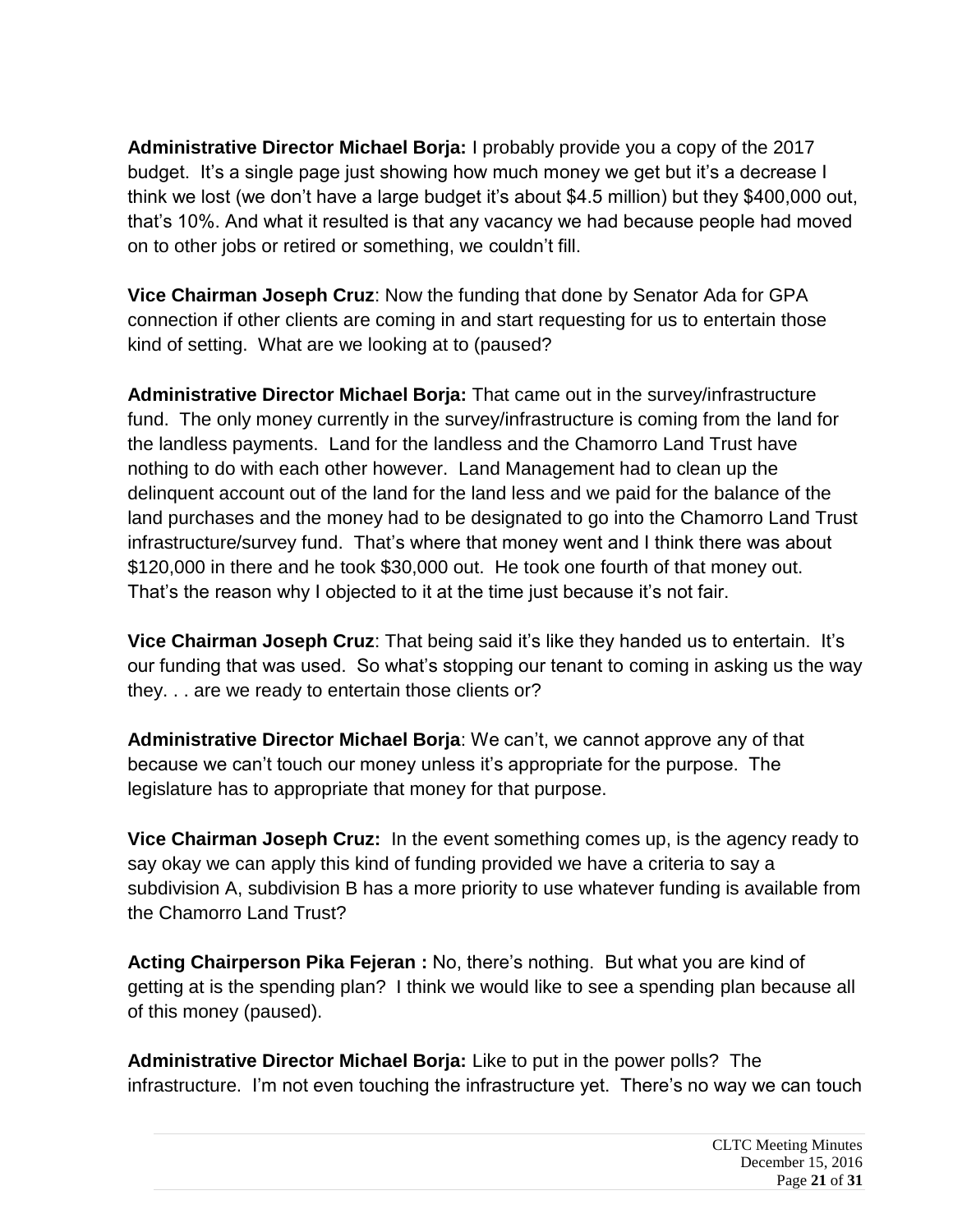**Administrative Director Michael Borja:** I probably provide you a copy of the 2017 budget. It's a single page just showing how much money we get but it's a decrease I think we lost (we don't have a large budget it's about $4.5 million) but they $400,000 out, that's 10%. And what it resulted is that any vacancy we had because people had moved on to other jobs or retired or something, we couldn't fill.

**Vice Chairman Joseph Cruz**: Now the funding that done by Senator Ada for GPA connection if other clients are coming in and start requesting for us to entertain those kind of setting. What are we looking at to (paused?

**Administrative Director Michael Borja:** That came out in the survey/infrastructure fund. The only money currently in the survey/infrastructure is coming from the land for the landless payments. Land for the landless and the Chamorro Land Trust have nothing to do with each other however. Land Management had to clean up the delinquent account out of the land for the land less and we paid for the balance of the land purchases and the money had to be designated to go into the Chamorro Land Trust infrastructure/survey fund. That's where that money went and I think there was about $120,000 in there and he took $30,000 out. He took one fourth of that money out. That's the reason why I objected to it at the time just because it's not fair.

**Vice Chairman Joseph Cruz**: That being said it's like they handed us to entertain. It's our funding that was used. So what's stopping our tenant to coming in asking us the way they. . . are we ready to entertain those clients or?

**Administrative Director Michael Borja**: We can't, we cannot approve any of that because we can't touch our money unless it's appropriate for the purpose. The legislature has to appropriate that money for that purpose.

**Vice Chairman Joseph Cruz:** In the event something comes up, is the agency ready to say okay we can apply this kind of funding provided we have a criteria to say a subdivision A, subdivision B has a more priority to use whatever funding is available from the Chamorro Land Trust?

**Acting Chairperson Pika Fejeran :** No, there's nothing. But what you are kind of getting at is the spending plan? I think we would like to see a spending plan because all of this money (paused).

**Administrative Director Michael Borja:** Like to put in the power polls? The infrastructure. I'm not even touching the infrastructure yet. There's no way we can touch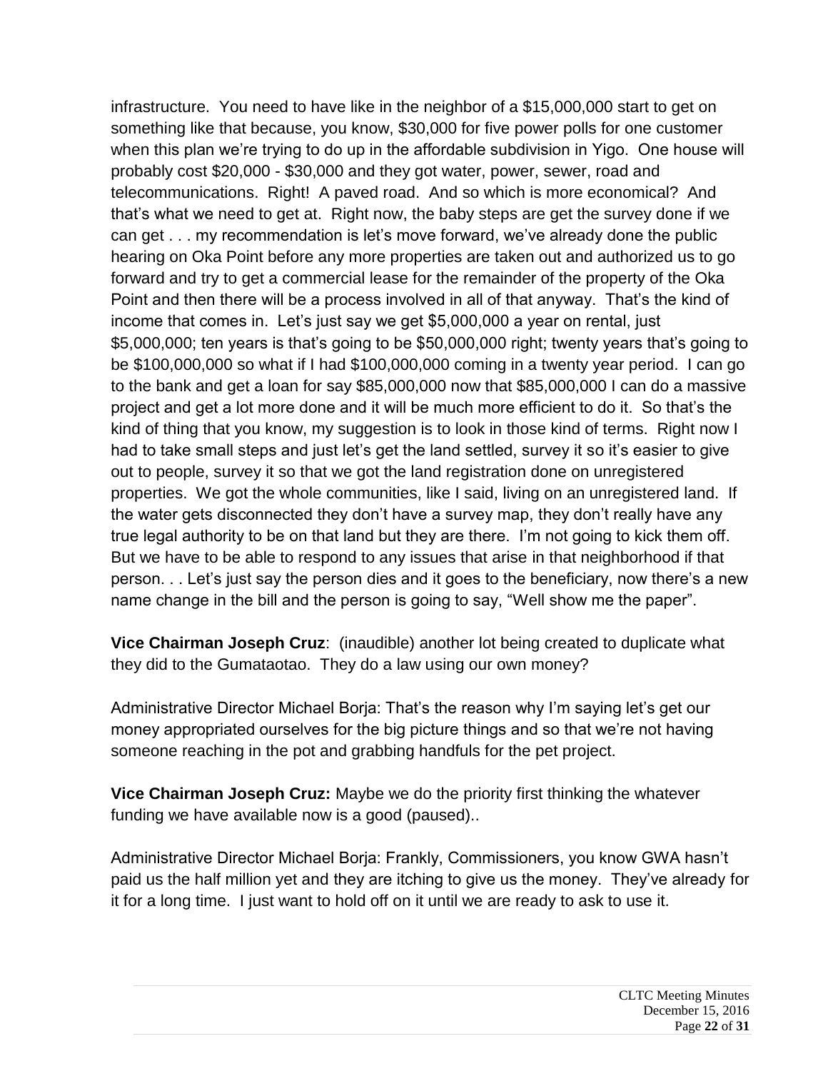infrastructure. You need to have like in the neighbor of a $15,000,000 start to get on something like that because, you know, $30,000 for five power polls for one customer when this plan we're trying to do up in the affordable subdivision in Yigo. One house will probably cost $20,000 - $30,000 and they got water, power, sewer, road and telecommunications. Right! A paved road. And so which is more economical? And that's what we need to get at. Right now, the baby steps are get the survey done if we can get . . . my recommendation is let's move forward, we've already done the public hearing on Oka Point before any more properties are taken out and authorized us to go forward and try to get a commercial lease for the remainder of the property of the Oka Point and then there will be a process involved in all of that anyway. That's the kind of income that comes in. Let's just say we get $5,000,000 a year on rental, just $5,000,000; ten years is that's going to be $50,000,000 right; twenty years that's going to be $100,000,000 so what if I had $100,000,000 coming in a twenty year period. I can go to the bank and get a loan for say $85,000,000 now that $85,000,000 I can do a massive project and get a lot more done and it will be much more efficient to do it. So that's the kind of thing that you know, my suggestion is to look in those kind of terms. Right now I had to take small steps and just let's get the land settled, survey it so it's easier to give out to people, survey it so that we got the land registration done on unregistered properties. We got the whole communities, like I said, living on an unregistered land. If the water gets disconnected they don't have a survey map, they don't really have any true legal authority to be on that land but they are there. I'm not going to kick them off. But we have to be able to respond to any issues that arise in that neighborhood if that person. . . Let's just say the person dies and it goes to the beneficiary, now there's a new name change in the bill and the person is going to say, "Well show me the paper".

**Vice Chairman Joseph Cruz**: (inaudible) another lot being created to duplicate what they did to the Gumataotao. They do a law using our own money?

Administrative Director Michael Borja: That's the reason why I'm saying let's get our money appropriated ourselves for the big picture things and so that we're not having someone reaching in the pot and grabbing handfuls for the pet project.

**Vice Chairman Joseph Cruz:** Maybe we do the priority first thinking the whatever funding we have available now is a good (paused)..

Administrative Director Michael Borja: Frankly, Commissioners, you know GWA hasn't paid us the half million yet and they are itching to give us the money. They've already for it for a long time. I just want to hold off on it until we are ready to ask to use it.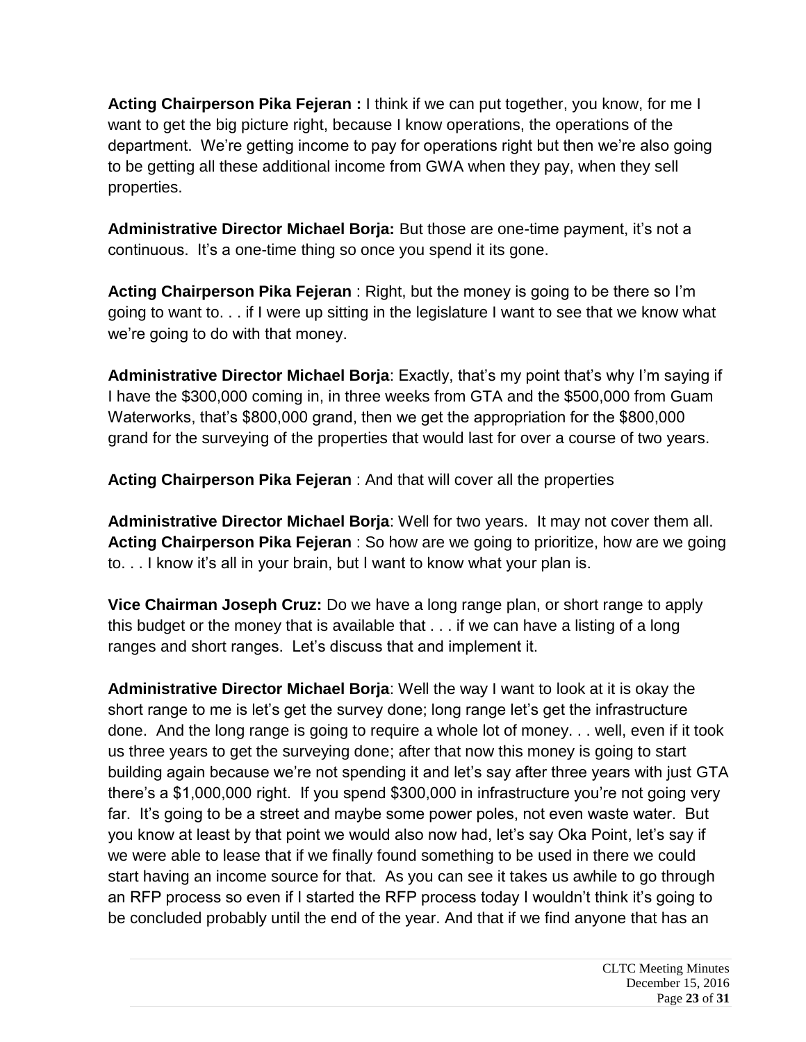**Acting Chairperson Pika Fejeran :** I think if we can put together, you know, for me I want to get the big picture right, because I know operations, the operations of the department. We're getting income to pay for operations right but then we're also going to be getting all these additional income from GWA when they pay, when they sell properties.

**Administrative Director Michael Borja:** But those are one-time payment, it's not a continuous. It's a one-time thing so once you spend it its gone.

**Acting Chairperson Pika Fejeran** : Right, but the money is going to be there so I'm going to want to. . . if I were up sitting in the legislature I want to see that we know what we're going to do with that money.

**Administrative Director Michael Borja**: Exactly, that's my point that's why I'm saying if I have the $300,000 coming in, in three weeks from GTA and the $500,000 from Guam Waterworks, that's $800,000 grand, then we get the appropriation for the $800,000 grand for the surveying of the properties that would last for over a course of two years.

**Acting Chairperson Pika Fejeran** : And that will cover all the properties

**Administrative Director Michael Borja**: Well for two years. It may not cover them all.

**Acting Chairperson Pika Fejeran** : So how are we going to prioritize, how are we going to. . . I know it's all in your brain, but I want to know what your plan is.

**Vice Chairman Joseph Cruz:** Do we have a long range plan, or short range to apply this budget or the money that is available that . . . if we can have a listing of a long ranges and short ranges. Let's discuss that and implement it.

**Administrative Director Michael Borja**: Well the way I want to look at it is okay the short range to me is let's get the survey done; long range let's get the infrastructure done. And the long range is going to require a whole lot of money. . . well, even if it took us three years to get the surveying done; after that now this money is going to start building again because we're not spending it and let's say after three years with just GTA there's a $1,000,000 right. If you spend $300,000 in infrastructure you're not going very far. It's going to be a street and maybe some power poles, not even waste water. But you know at least by that point we would also now had, let's say Oka Point, let's say if we were able to lease that if we finally found something to be used in there we could start having an income source for that. As you can see it takes us awhile to go through an RFP process so even if I started the RFP process today I wouldn't think it's going to be concluded probably until the end of the year. And that if we find anyone that has an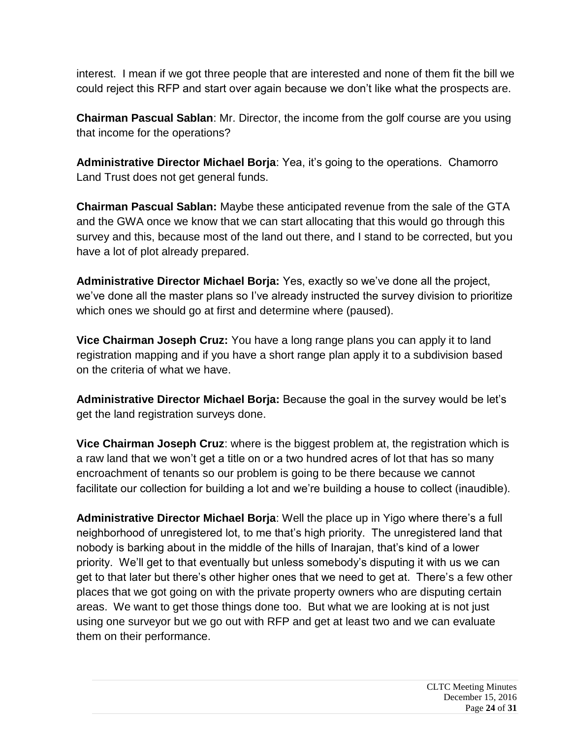interest. I mean if we got three people that are interested and none of them fit the bill we could reject this RFP and start over again because we don't like what the prospects are.

**Chairman Pascual Sablan**: Mr. Director, the income from the golf course are you using that income for the operations?

**Administrative Director Michael Borja**: Yea, it's going to the operations. Chamorro Land Trust does not get general funds.

**Chairman Pascual Sablan:** Maybe these anticipated revenue from the sale of the GTA and the GWA once we know that we can start allocating that this would go through this survey and this, because most of the land out there, and I stand to be corrected, but you have a lot of plot already prepared.

**Administrative Director Michael Borja:** Yes, exactly so we've done all the project, we've done all the master plans so I've already instructed the survey division to prioritize which ones we should go at first and determine where (paused).

**Vice Chairman Joseph Cruz:** You have a long range plans you can apply it to land registration mapping and if you have a short range plan apply it to a subdivision based on the criteria of what we have.

**Administrative Director Michael Borja:** Because the goal in the survey would be let's get the land registration surveys done.

**Vice Chairman Joseph Cruz**: where is the biggest problem at, the registration which is a raw land that we won't get a title on or a two hundred acres of lot that has so many encroachment of tenants so our problem is going to be there because we cannot facilitate our collection for building a lot and we're building a house to collect (inaudible).

**Administrative Director Michael Borja**: Well the place up in Yigo where there's a full neighborhood of unregistered lot, to me that's high priority. The unregistered land that nobody is barking about in the middle of the hills of Inarajan, that's kind of a lower priority. We'll get to that eventually but unless somebody's disputing it with us we can get to that later but there's other higher ones that we need to get at. There's a few other places that we got going on with the private property owners who are disputing certain areas. We want to get those things done too. But what we are looking at is not just using one surveyor but we go out with RFP and get at least two and we can evaluate them on their performance.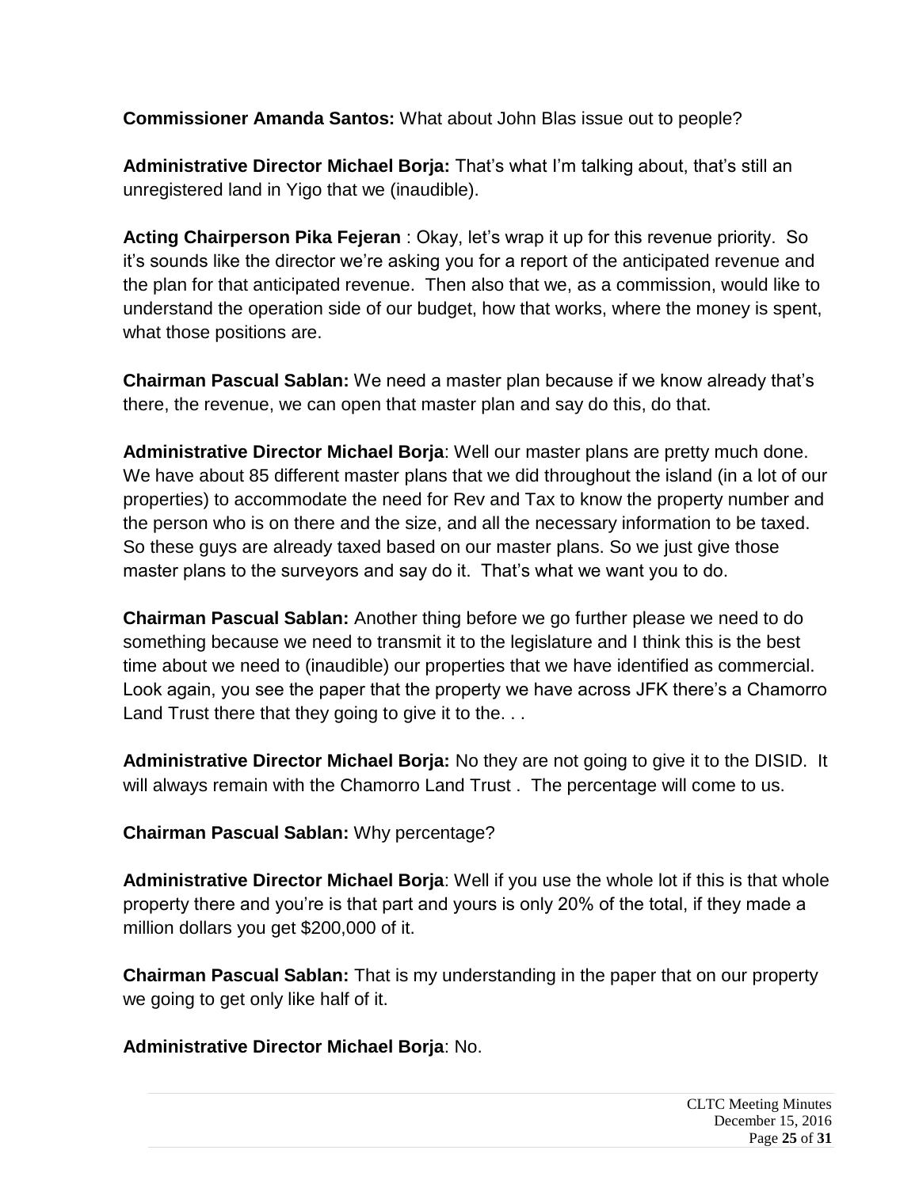**Commissioner Amanda Santos:** What about John Blas issue out to people?

**Administrative Director Michael Borja:** That's what I'm talking about, that's still an unregistered land in Yigo that we (inaudible).

**Acting Chairperson Pika Fejeran** : Okay, let's wrap it up for this revenue priority. So it's sounds like the director we're asking you for a report of the anticipated revenue and the plan for that anticipated revenue. Then also that we, as a commission, would like to understand the operation side of our budget, how that works, where the money is spent, what those positions are.

**Chairman Pascual Sablan:** We need a master plan because if we know already that's there, the revenue, we can open that master plan and say do this, do that.

**Administrative Director Michael Borja**: Well our master plans are pretty much done. We have about 85 different master plans that we did throughout the island (in a lot of our properties) to accommodate the need for Rev and Tax to know the property number and the person who is on there and the size, and all the necessary information to be taxed. So these guys are already taxed based on our master plans. So we just give those master plans to the surveyors and say do it. That's what we want you to do.

**Chairman Pascual Sablan:** Another thing before we go further please we need to do something because we need to transmit it to the legislature and I think this is the best time about we need to (inaudible) our properties that we have identified as commercial. Look again, you see the paper that the property we have across JFK there's a Chamorro Land Trust there that they going to give it to the. . .

**Administrative Director Michael Borja:** No they are not going to give it to the DISID. It will always remain with the Chamorro Land Trust . The percentage will come to us.

**Chairman Pascual Sablan:** Why percentage?

**Administrative Director Michael Borja**: Well if you use the whole lot if this is that whole property there and you're is that part and yours is only 20% of the total, if they made a million dollars you get $200,000 of it.

**Chairman Pascual Sablan:** That is my understanding in the paper that on our property we going to get only like half of it.

**Administrative Director Michael Borja**: No.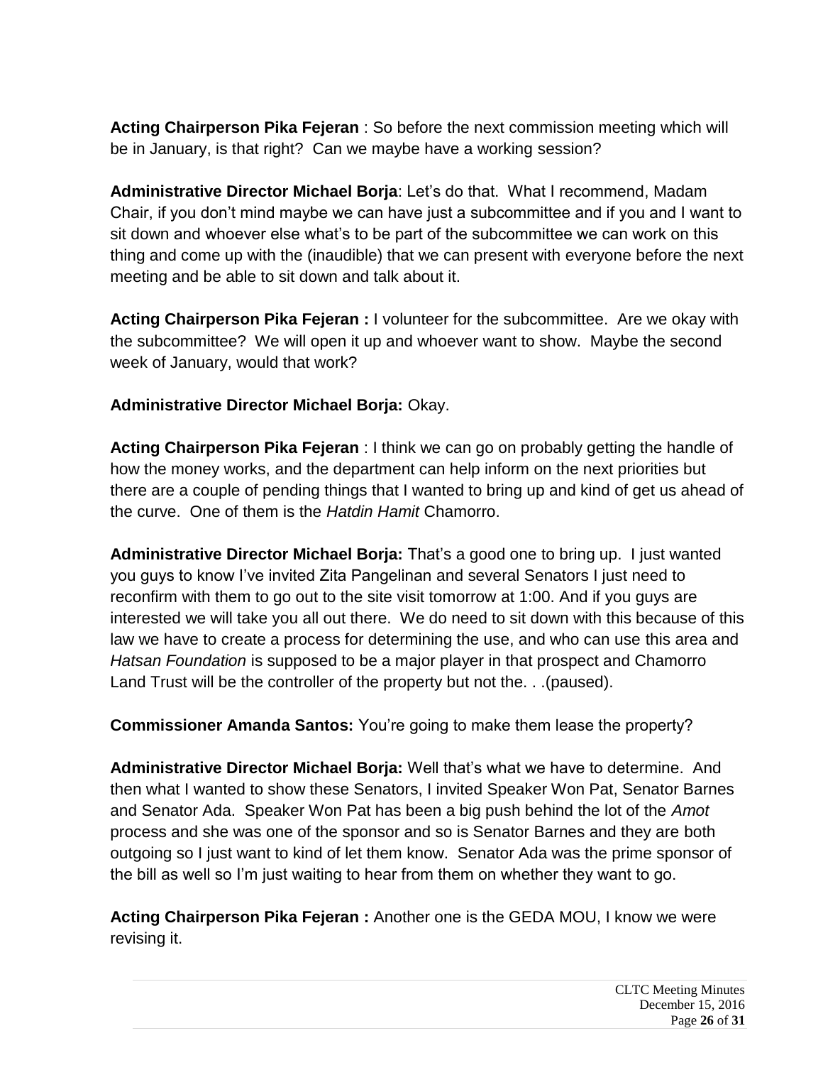**Acting Chairperson Pika Fejeran** : So before the next commission meeting which will be in January, is that right? Can we maybe have a working session?

**Administrative Director Michael Borja**: Let's do that. What I recommend, Madam Chair, if you don't mind maybe we can have just a subcommittee and if you and I want to sit down and whoever else what's to be part of the subcommittee we can work on this thing and come up with the (inaudible) that we can present with everyone before the next meeting and be able to sit down and talk about it.

**Acting Chairperson Pika Fejeran :** I volunteer for the subcommittee. Are we okay with the subcommittee? We will open it up and whoever want to show. Maybe the second week of January, would that work?

**Administrative Director Michael Borja:** Okay.

**Acting Chairperson Pika Fejeran** : I think we can go on probably getting the handle of how the money works, and the department can help inform on the next priorities but there are a couple of pending things that I wanted to bring up and kind of get us ahead of the curve. One of them is the *Hatdin Hamit* Chamorro.

**Administrative Director Michael Borja:** That's a good one to bring up. I just wanted you guys to know I've invited Zita Pangelinan and several Senators I just need to reconfirm with them to go out to the site visit tomorrow at 1:00. And if you guys are interested we will take you all out there. We do need to sit down with this because of this law we have to create a process for determining the use, and who can use this area and *Hatsan Foundation* is supposed to be a major player in that prospect and Chamorro Land Trust will be the controller of the property but not the. . .(paused).

**Commissioner Amanda Santos:** You're going to make them lease the property?

**Administrative Director Michael Borja:** Well that's what we have to determine. And then what I wanted to show these Senators, I invited Speaker Won Pat, Senator Barnes and Senator Ada. Speaker Won Pat has been a big push behind the lot of the *Amot* process and she was one of the sponsor and so is Senator Barnes and they are both outgoing so I just want to kind of let them know. Senator Ada was the prime sponsor of the bill as well so I'm just waiting to hear from them on whether they want to go.

**Acting Chairperson Pika Fejeran :** Another one is the GEDA MOU, I know we were revising it.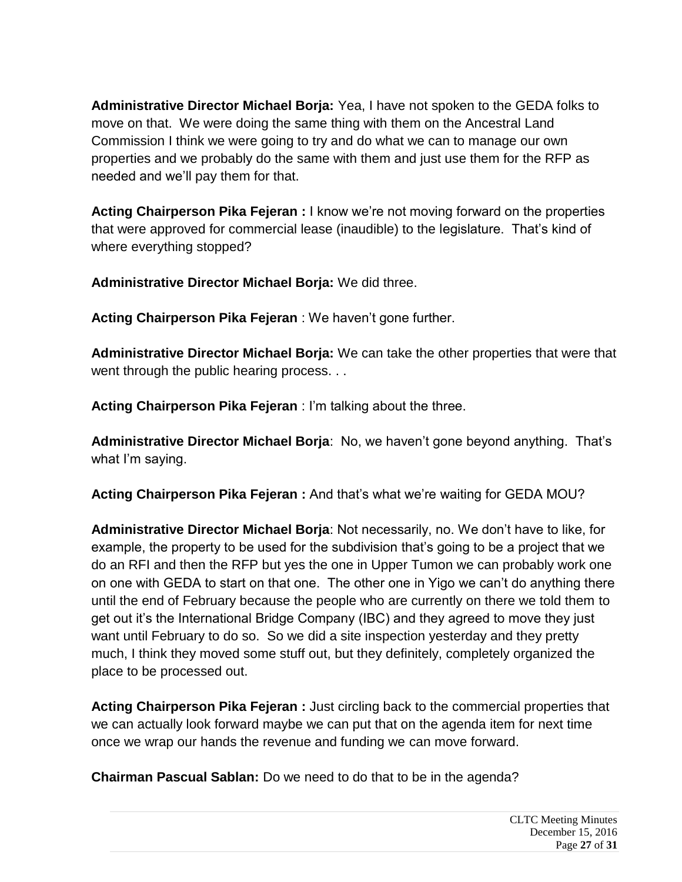**Administrative Director Michael Borja:** Yea, I have not spoken to the GEDA folks to move on that. We were doing the same thing with them on the Ancestral Land Commission I think we were going to try and do what we can to manage our own properties and we probably do the same with them and just use them for the RFP as needed and we'll pay them for that.

**Acting Chairperson Pika Fejeran :** I know we're not moving forward on the properties that were approved for commercial lease (inaudible) to the legislature. That's kind of where everything stopped?

**Administrative Director Michael Borja:** We did three.

**Acting Chairperson Pika Fejeran** : We haven't gone further.

**Administrative Director Michael Borja:** We can take the other properties that were that went through the public hearing process. . .

**Acting Chairperson Pika Fejeran** : I'm talking about the three.

**Administrative Director Michael Borja**: No, we haven't gone beyond anything. That's what I'm saying.

**Acting Chairperson Pika Fejeran :** And that's what we're waiting for GEDA MOU?

**Administrative Director Michael Borja**: Not necessarily, no. We don't have to like, for example, the property to be used for the subdivision that's going to be a project that we do an RFI and then the RFP but yes the one in Upper Tumon we can probably work one on one with GEDA to start on that one. The other one in Yigo we can't do anything there until the end of February because the people who are currently on there we told them to get out it's the International Bridge Company (IBC) and they agreed to move they just want until February to do so. So we did a site inspection yesterday and they pretty much, I think they moved some stuff out, but they definitely, completely organized the place to be processed out.

**Acting Chairperson Pika Fejeran :** Just circling back to the commercial properties that we can actually look forward maybe we can put that on the agenda item for next time once we wrap our hands the revenue and funding we can move forward.

**Chairman Pascual Sablan:** Do we need to do that to be in the agenda?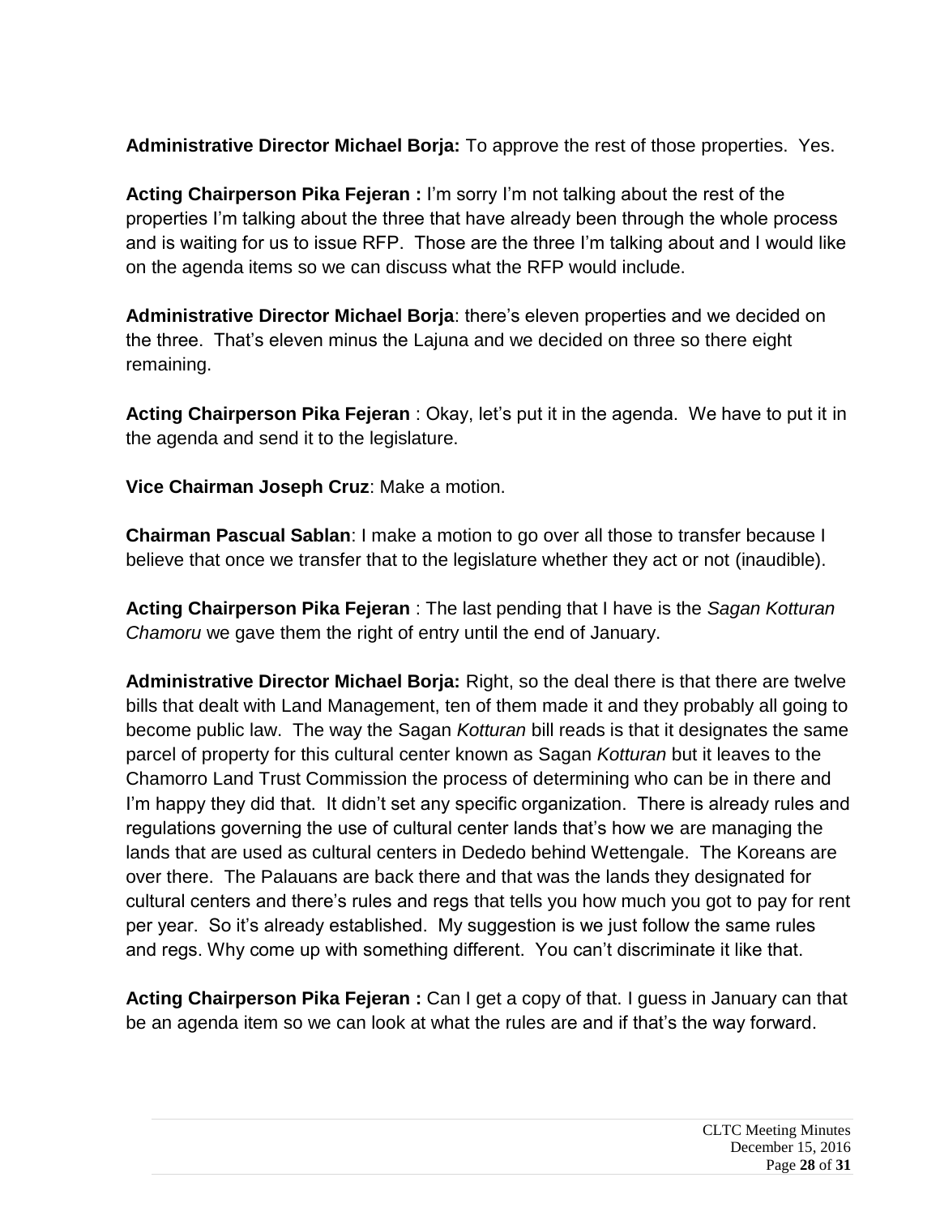**Administrative Director Michael Borja:** To approve the rest of those properties. Yes.

**Acting Chairperson Pika Fejeran :** I'm sorry I'm not talking about the rest of the properties I'm talking about the three that have already been through the whole process and is waiting for us to issue RFP. Those are the three I'm talking about and I would like on the agenda items so we can discuss what the RFP would include.

**Administrative Director Michael Borja**: there's eleven properties and we decided on the three. That's eleven minus the Lajuna and we decided on three so there eight remaining.

**Acting Chairperson Pika Fejeran** : Okay, let's put it in the agenda. We have to put it in the agenda and send it to the legislature.

**Vice Chairman Joseph Cruz**: Make a motion.

**Chairman Pascual Sablan**: I make a motion to go over all those to transfer because I believe that once we transfer that to the legislature whether they act or not (inaudible).

**Acting Chairperson Pika Fejeran** : The last pending that I have is the *Sagan Kotturan Chamoru* we gave them the right of entry until the end of January.

**Administrative Director Michael Borja:** Right, so the deal there is that there are twelve bills that dealt with Land Management, ten of them made it and they probably all going to become public law. The way the Sagan *Kotturan* bill reads is that it designates the same parcel of property for this cultural center known as Sagan *Kotturan* but it leaves to the Chamorro Land Trust Commission the process of determining who can be in there and I'm happy they did that. It didn't set any specific organization. There is already rules and regulations governing the use of cultural center lands that's how we are managing the lands that are used as cultural centers in Dededo behind Wettengale. The Koreans are over there. The Palauans are back there and that was the lands they designated for cultural centers and there's rules and regs that tells you how much you got to pay for rent per year. So it's already established. My suggestion is we just follow the same rules and regs. Why come up with something different. You can't discriminate it like that.

**Acting Chairperson Pika Fejeran :** Can I get a copy of that. I guess in January can that be an agenda item so we can look at what the rules are and if that's the way forward.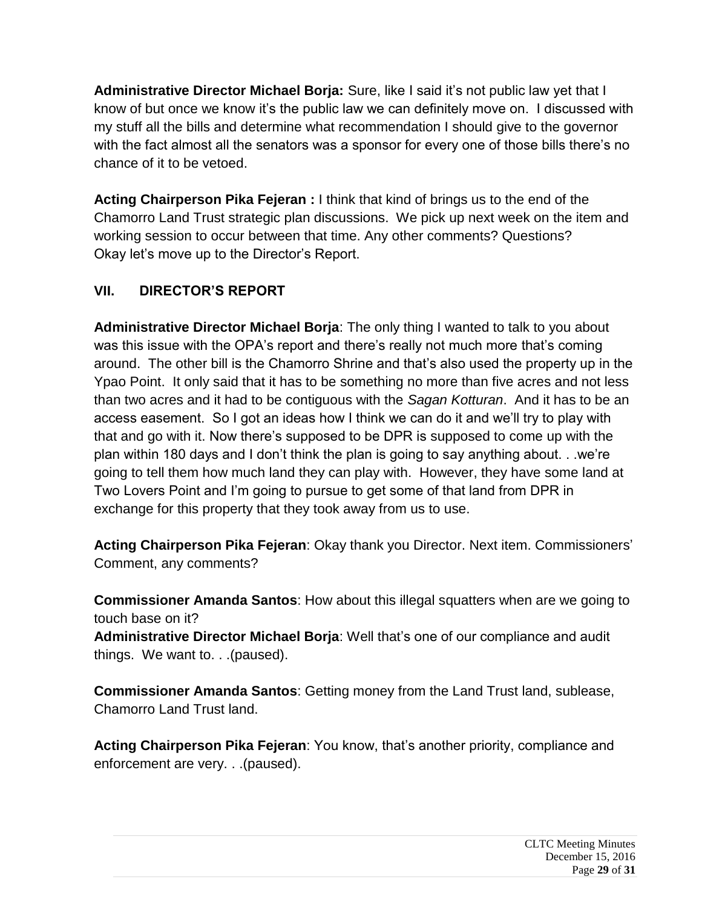**Administrative Director Michael Borja:** Sure, like I said it's not public law yet that I know of but once we know it's the public law we can definitely move on. I discussed with my stuff all the bills and determine what recommendation I should give to the governor with the fact almost all the senators was a sponsor for every one of those bills there's no chance of it to be vetoed.

**Acting Chairperson Pika Fejeran :** I think that kind of brings us to the end of the Chamorro Land Trust strategic plan discussions. We pick up next week on the item and working session to occur between that time. Any other comments? Questions? Okay let's move up to the Director's Report.

## VII. DIRECTOR'S REPORT

**Administrative Director Michael Borja**: The only thing I wanted to talk to you about was this issue with the OPA's report and there's really not much more that's coming around. The other bill is the Chamorro Shrine and that's also used the property up in the Ypao Point. It only said that it has to be something no more than five acres and not less than two acres and it had to be contiguous with the *Sagan Kotturan*. And it has to be an access easement. So I got an ideas how I think we can do it and we'll try to play with that and go with it. Now there's supposed to be DPR is supposed to come up with the plan within 180 days and I don't think the plan is going to say anything about. . .we're going to tell them how much land they can play with. However, they have some land at Two Lovers Point and I'm going to pursue to get some of that land from DPR in exchange for this property that they took away from us to use.

**Acting Chairperson Pika Fejeran**: Okay thank you Director. Next item. Commissioners' Comment, any comments?

**Commissioner Amanda Santos**: How about this illegal squatters when are we going to touch base on it?
**Administrative Director Michael Borja**: Well that's one of our compliance and audit things. We want to. . .(paused).

**Commissioner Amanda Santos**: Getting money from the Land Trust land, sublease, Chamorro Land Trust land.

**Acting Chairperson Pika Fejeran**: You know, that's another priority, compliance and enforcement are very. . .(paused).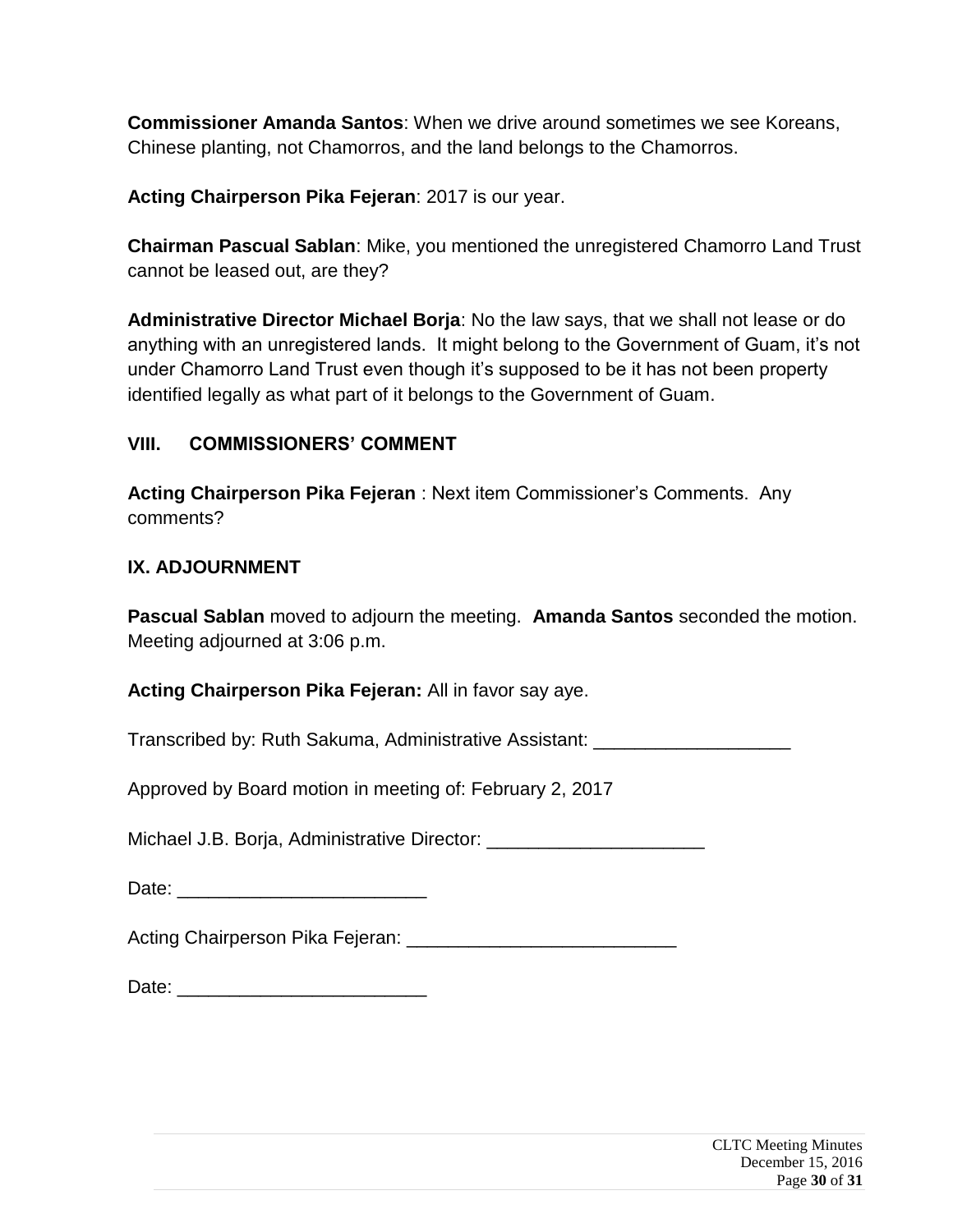**Commissioner Amanda Santos**: When we drive around sometimes we see Koreans, Chinese planting, not Chamorros, and the land belongs to the Chamorros.

**Acting Chairperson Pika Fejeran**: 2017 is our year.

**Chairman Pascual Sablan**: Mike, you mentioned the unregistered Chamorro Land Trust cannot be leased out, are they?

**Administrative Director Michael Borja**: No the law says, that we shall not lease or do anything with an unregistered lands. It might belong to the Government of Guam, it's not under Chamorro Land Trust even though it's supposed to be it has not been property identified legally as what part of it belongs to the Government of Guam.

## VIII. COMMISSIONERS' COMMENT

**Acting Chairperson Pika Fejeran** : Next item Commissioner's Comments. Any comments?

## IX. ADJOURNMENT

**Pascual Sablan** moved to adjourn the meeting. **Amanda Santos** seconded the motion. Meeting adjourned at 3:06 p.m.

**Acting Chairperson Pika Fejeran:** All in favor say aye.

Transcribed by: Ruth Sakuma, Administrative Assistant: ___________________

Approved by Board motion in meeting of: February 2, 2017

Michael J.B. Borja, Administrative Director: _____________________

Date: ________________________

Acting Chairperson Pika Fejeran: __________________________

Date: ________________________